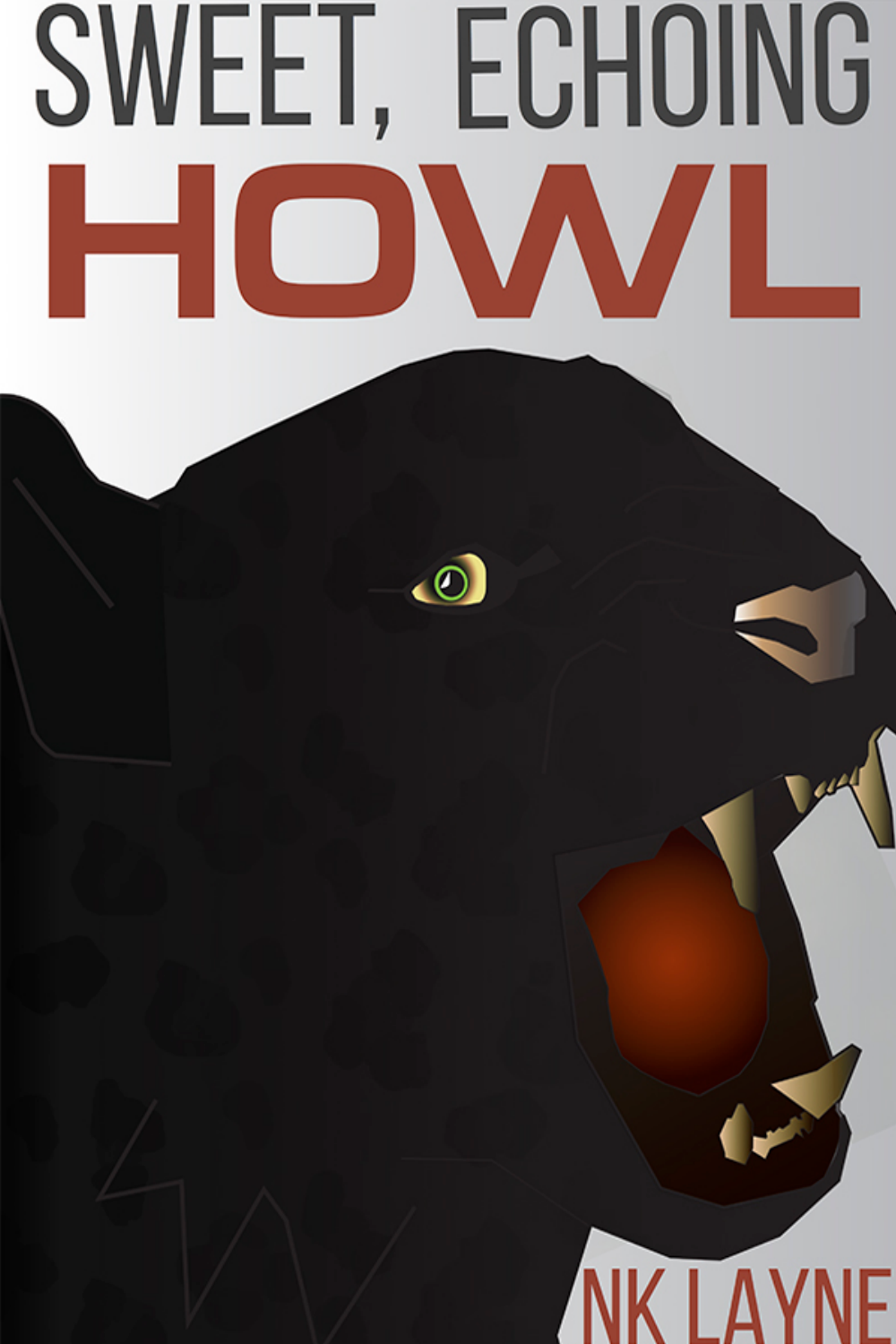# SWEET, ECHOING HOWL

NK LAYNE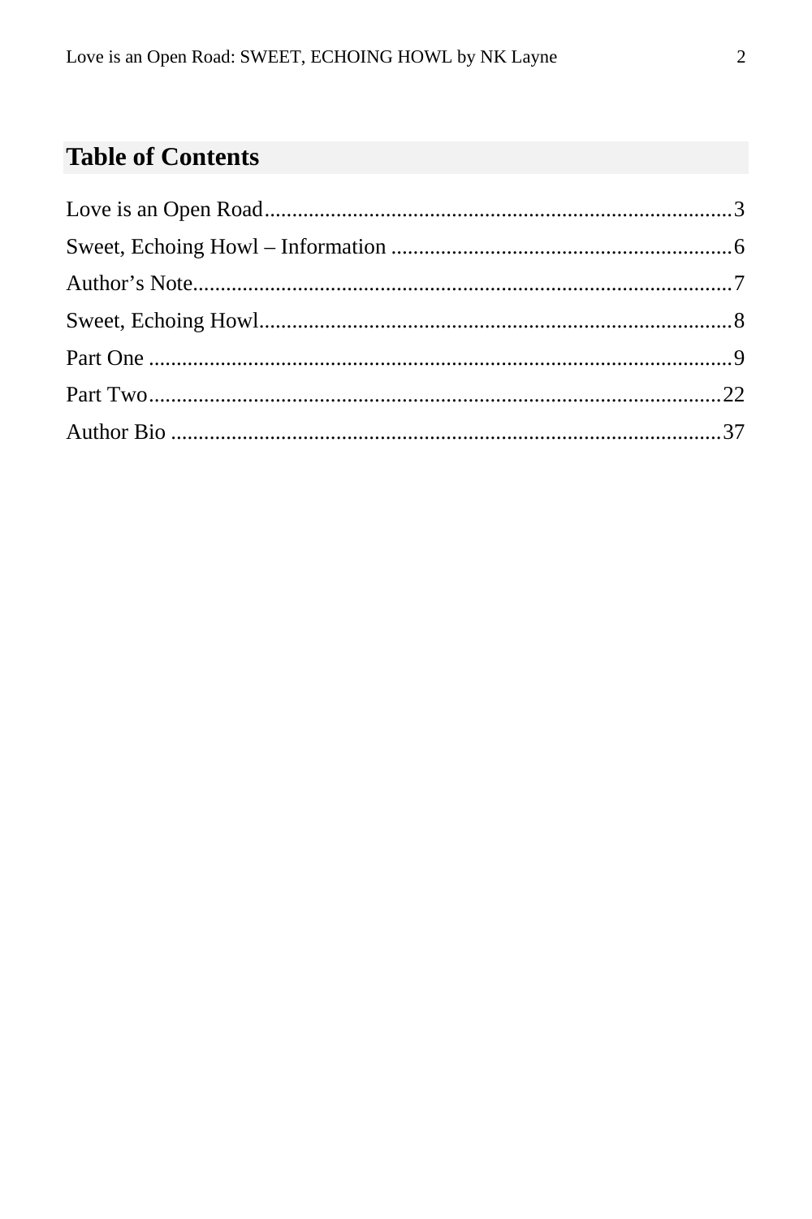## Table of Contents

Love is an Open Road....................................................................................3
Sweet, Echoing Howl – Information ............................................................6
Author’s Note................................................................................................7
Sweet, Echoing Howl.....................................................................................8
Part One ........................................................................................................9
Part Two.......................................................................................................22
Author Bio ...................................................................................................37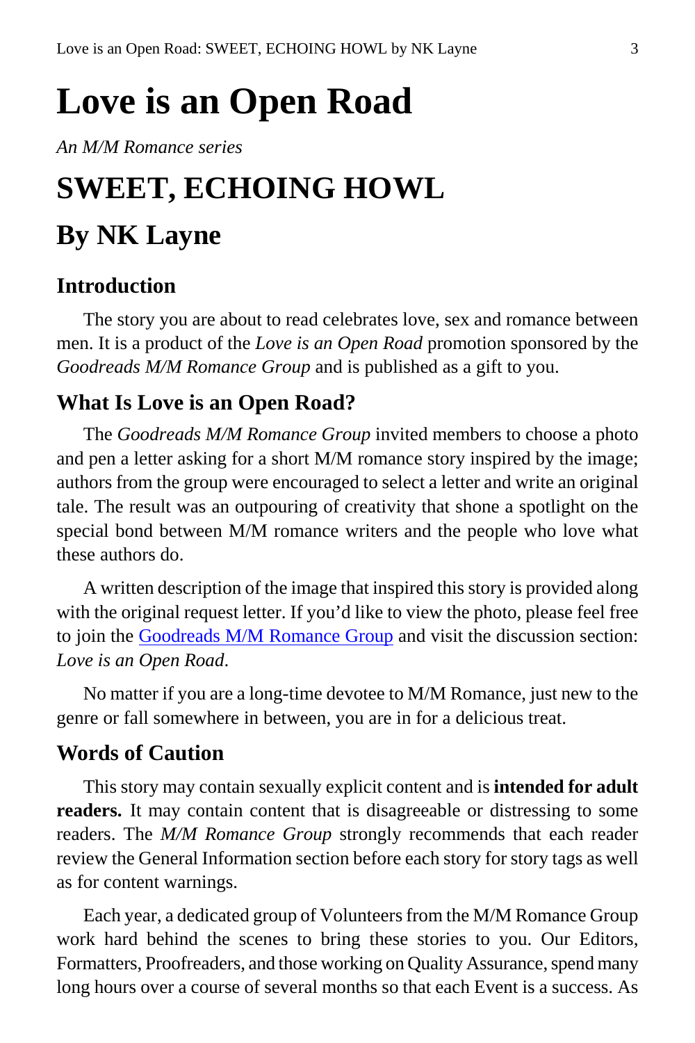# Love is an Open Road

*An M/M Romance series*

# SWEET, ECHOING HOWL

## By NK Layne

### Introduction

The story you are about to read celebrates love, sex and romance between men. It is a product of the *Love is an Open Road* promotion sponsored by the *Goodreads M/M Romance Group* and is published as a gift to you.

### What Is Love is an Open Road?

The *Goodreads M/M Romance Group* invited members to choose a photo and pen a letter asking for a short M/M romance story inspired by the image; authors from the group were encouraged to select a letter and write an original tale. The result was an outpouring of creativity that shone a spotlight on the special bond between M/M romance writers and the people who love what these authors do.

A written description of the image that inspired this story is provided along with the original request letter. If you'd like to view the photo, please feel free to join the Goodreads M/M Romance Group and visit the discussion section: *Love is an Open Road*.

No matter if you are a long-time devotee to M/M Romance, just new to the genre or fall somewhere in between, you are in for a delicious treat.

### Words of Caution

This story may contain sexually explicit content and is **intended for adult readers.** It may contain content that is disagreeable or distressing to some readers. The *M/M Romance Group* strongly recommends that each reader review the General Information section before each story for story tags as well as for content warnings.

Each year, a dedicated group of Volunteers from the M/M Romance Group work hard behind the scenes to bring these stories to you. Our Editors, Formatters, Proofreaders, and those working on Quality Assurance, spend many long hours over a course of several months so that each Event is a success. As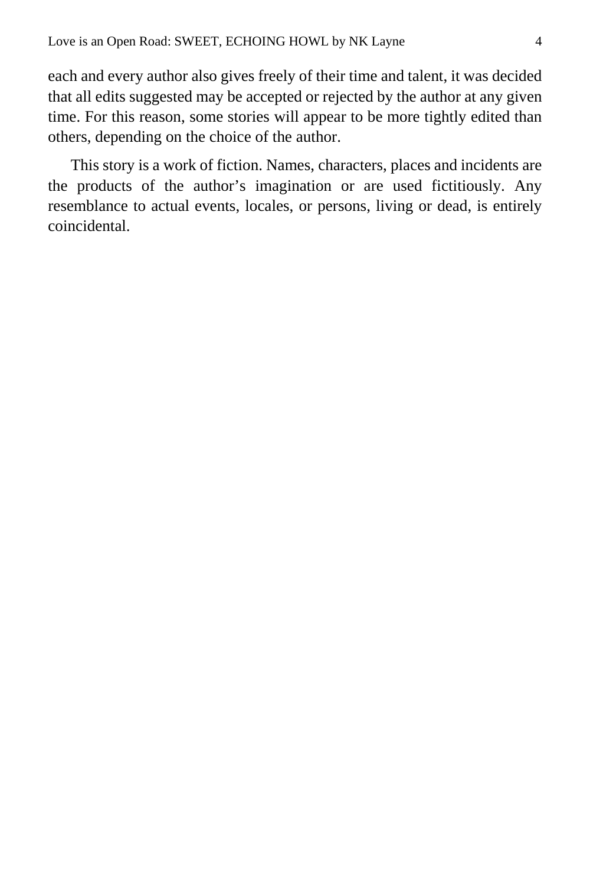each and every author also gives freely of their time and talent, it was decided that all edits suggested may be accepted or rejected by the author at any given time. For this reason, some stories will appear to be more tightly edited than others, depending on the choice of the author.

This story is a work of fiction. Names, characters, places and incidents are the products of the author's imagination or are used fictitiously. Any resemblance to actual events, locales, or persons, living or dead, is entirely coincidental.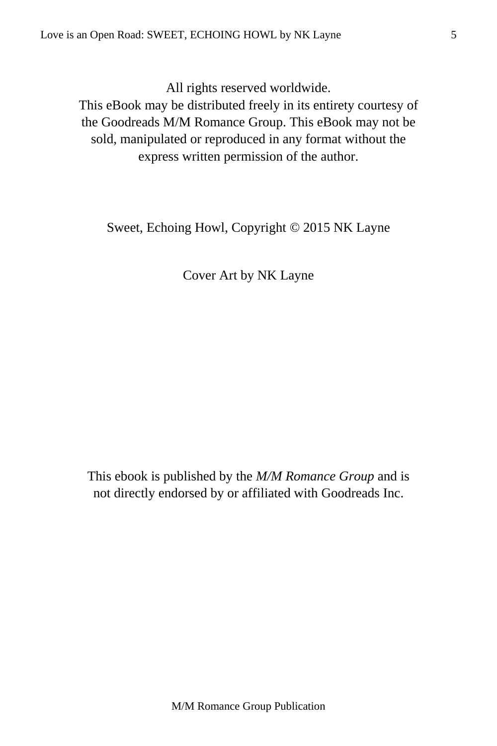All rights reserved worldwide.
This eBook may be distributed freely in its entirety courtesy of the Goodreads M/M Romance Group. This eBook may not be sold, manipulated or reproduced in any format without the express written permission of the author.

Sweet, Echoing Howl, Copyright © 2015 NK Layne

Cover Art by NK Layne

This ebook is published by the *M/M Romance Group* and is not directly endorsed by or affiliated with Goodreads Inc.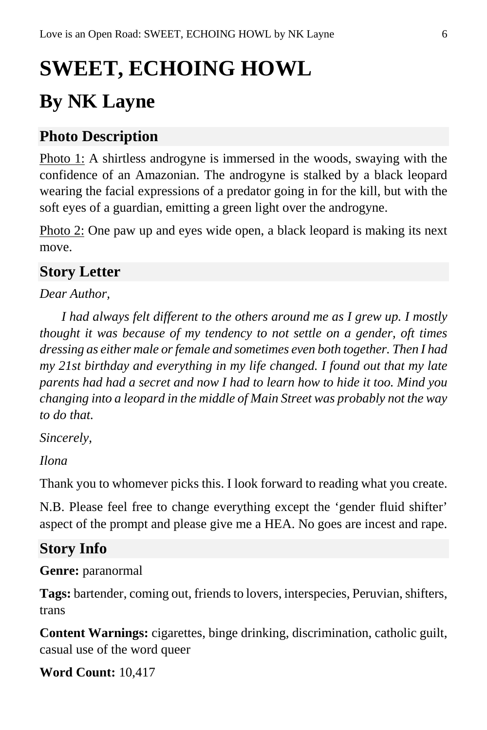# SWEET, ECHOING HOWL

## By NK Layne

### Photo Description

Photo 1: A shirtless androgyne is immersed in the woods, swaying with the confidence of an Amazonian. The androgyne is stalked by a black leopard wearing the facial expressions of a predator going in for the kill, but with the soft eyes of a guardian, emitting a green light over the androgyne.

Photo 2: One paw up and eyes wide open, a black leopard is making its next move.

### Story Letter

*Dear Author,*

*I had always felt different to the others around me as I grew up. I mostly thought it was because of my tendency to not settle on a gender, oft times dressing as either male or female and sometimes even both together. Then I had my 21st birthday and everything in my life changed. I found out that my late parents had had a secret and now I had to learn how to hide it too. Mind you changing into a leopard in the middle of Main Street was probably not the way to do that.*

*Sincerely,*

*Ilona*

Thank you to whomever picks this. I look forward to reading what you create.

N.B. Please feel free to change everything except the 'gender fluid shifter' aspect of the prompt and please give me a HEA. No goes are incest and rape.

### Story Info

**Genre:** paranormal

**Tags:** bartender, coming out, friends to lovers, interspecies, Peruvian, shifters, trans

**Content Warnings:** cigarettes, binge drinking, discrimination, catholic guilt, casual use of the word queer

**Word Count:** 10,417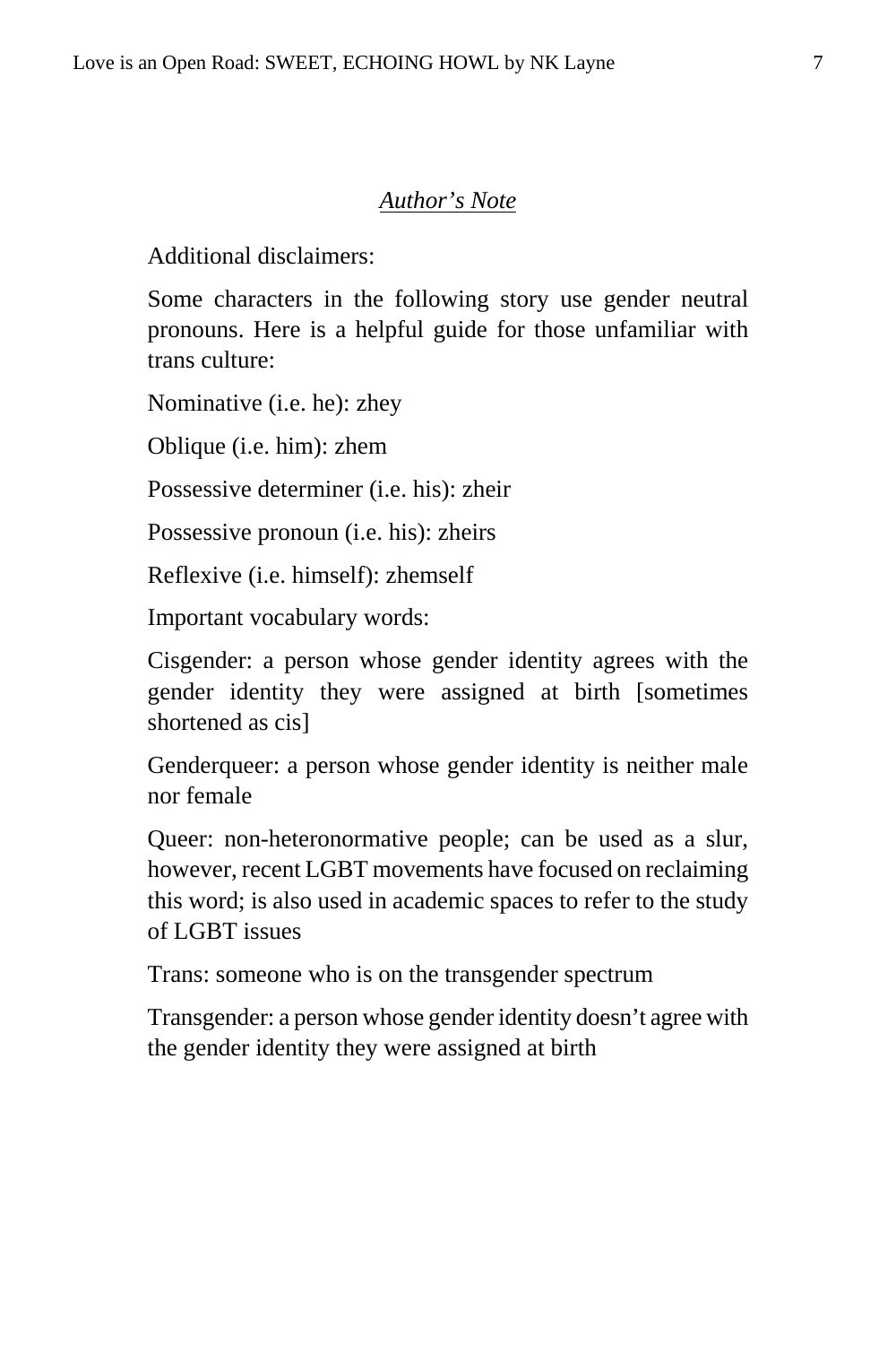## *Author's Note*

Additional disclaimers:

Some characters in the following story use gender neutral pronouns. Here is a helpful guide for those unfamiliar with trans culture:

Nominative (i.e. he): zhey

Oblique (i.e. him): zhem

Possessive determiner (i.e. his): zheir

Possessive pronoun (i.e. his): zheirs

Reflexive (i.e. himself): zhemself

Important vocabulary words:

Cisgender: a person whose gender identity agrees with the gender identity they were assigned at birth [sometimes shortened as cis]

Genderqueer: a person whose gender identity is neither male nor female

Queer: non-heteronormative people; can be used as a slur, however, recent LGBT movements have focused on reclaiming this word; is also used in academic spaces to refer to the study of LGBT issues

Trans: someone who is on the transgender spectrum

Transgender: a person whose gender identity doesn't agree with the gender identity they were assigned at birth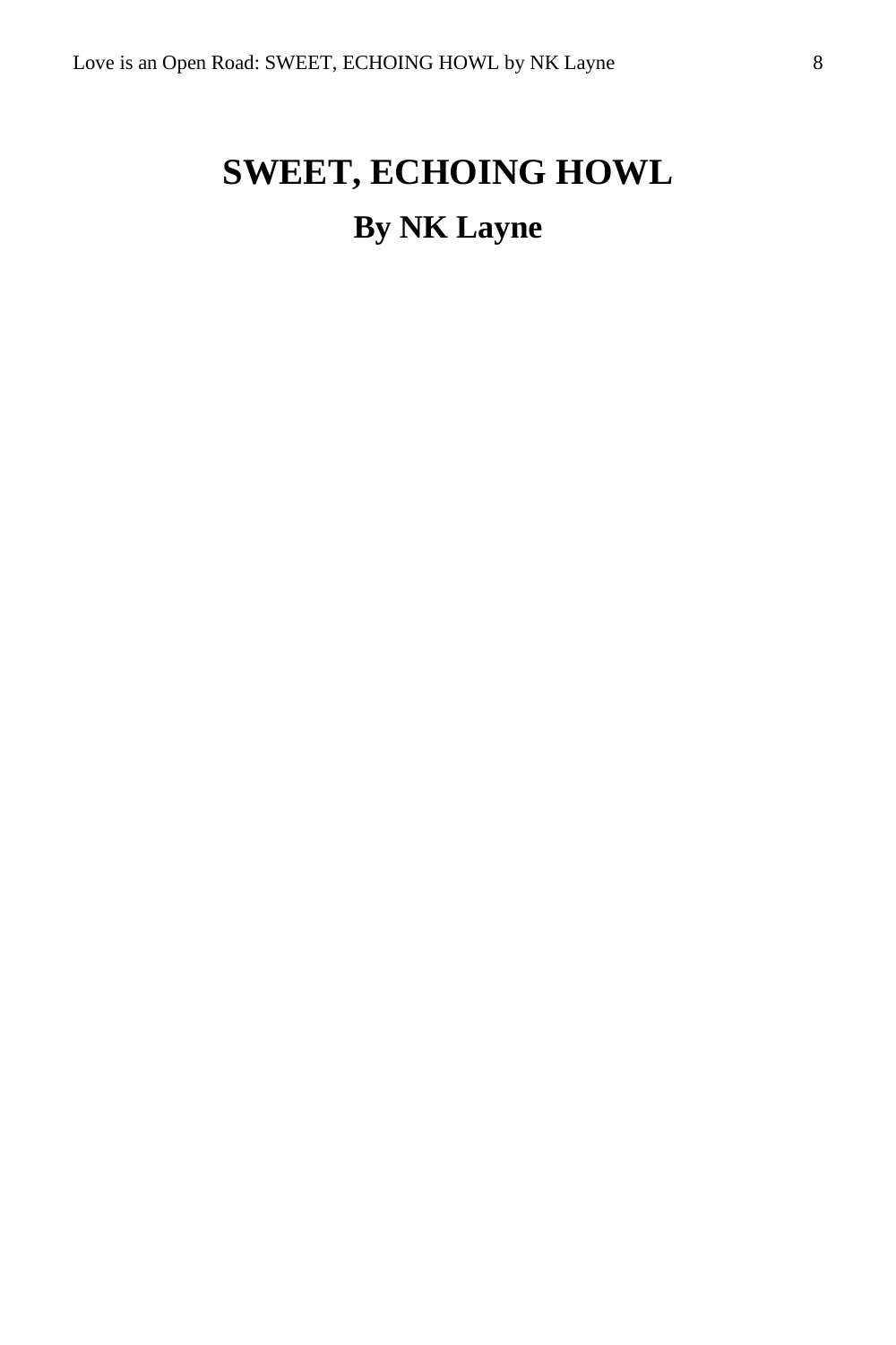# SWEET, ECHOING HOWL

## By NK Layne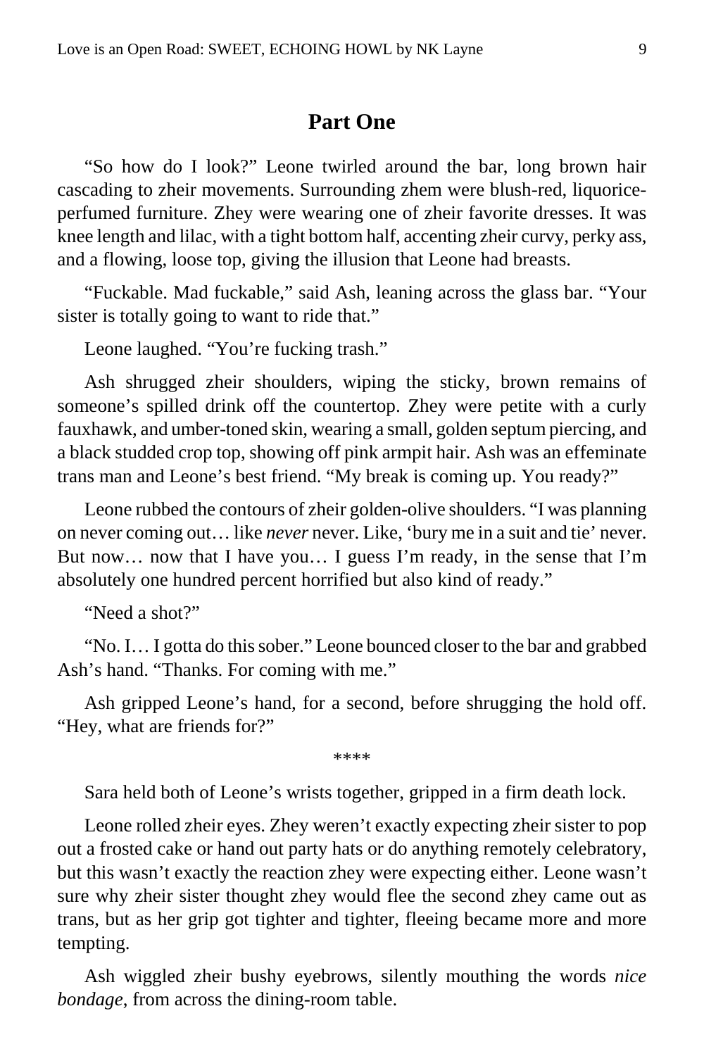## Part One

"So how do I look?" Leone twirled around the bar, long brown hair cascading to zheir movements. Surrounding zhem were blush-red, liquorice-perfumed furniture. Zhey were wearing one of zheir favorite dresses. It was knee length and lilac, with a tight bottom half, accenting zheir curvy, perky ass, and a flowing, loose top, giving the illusion that Leone had breasts.

"Fuckable. Mad fuckable," said Ash, leaning across the glass bar. "Your sister is totally going to want to ride that."

Leone laughed. "You're fucking trash."

Ash shrugged zheir shoulders, wiping the sticky, brown remains of someone's spilled drink off the countertop. Zhey were petite with a curly fauxhawk, and umber-toned skin, wearing a small, golden septum piercing, and a black studded crop top, showing off pink armpit hair. Ash was an effeminate trans man and Leone's best friend. "My break is coming up. You ready?"

Leone rubbed the contours of zheir golden-olive shoulders. "I was planning on never coming out… like *never* never. Like, 'bury me in a suit and tie' never. But now… now that I have you… I guess I'm ready, in the sense that I'm absolutely one hundred percent horrified but also kind of ready."

"Need a shot?"

"No. I… I gotta do this sober." Leone bounced closer to the bar and grabbed Ash's hand. "Thanks. For coming with me."

Ash gripped Leone's hand, for a second, before shrugging the hold off. "Hey, what are friends for?"

****

Sara held both of Leone's wrists together, gripped in a firm death lock.

Leone rolled zheir eyes. Zhey weren't exactly expecting zheir sister to pop out a frosted cake or hand out party hats or do anything remotely celebratory, but this wasn't exactly the reaction zhey were expecting either. Leone wasn't sure why zheir sister thought zhey would flee the second zhey came out as trans, but as her grip got tighter and tighter, fleeing became more and more tempting.

Ash wiggled zheir bushy eyebrows, silently mouthing the words *nice bondage*, from across the dining-room table.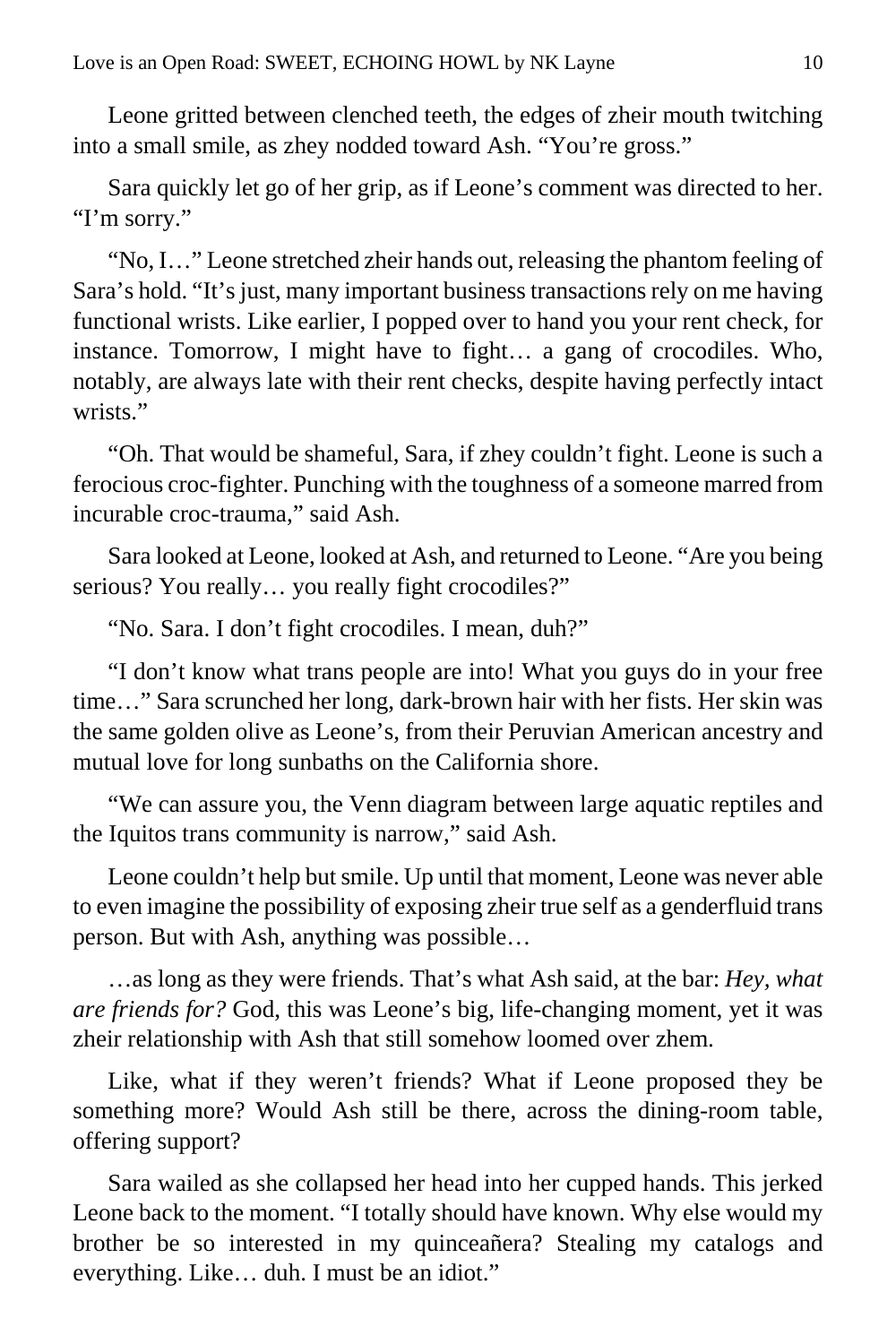Leone gritted between clenched teeth, the edges of zheir mouth twitching into a small smile, as zhey nodded toward Ash. "You're gross."

Sara quickly let go of her grip, as if Leone's comment was directed to her. "I'm sorry."

"No, I…" Leone stretched zheir hands out, releasing the phantom feeling of Sara's hold. "It's just, many important business transactions rely on me having functional wrists. Like earlier, I popped over to hand you your rent check, for instance. Tomorrow, I might have to fight… a gang of crocodiles. Who, notably, are always late with their rent checks, despite having perfectly intact wrists."

"Oh. That would be shameful, Sara, if zhey couldn't fight. Leone is such a ferocious croc-fighter. Punching with the toughness of a someone marred from incurable croc-trauma," said Ash.

Sara looked at Leone, looked at Ash, and returned to Leone. "Are you being serious? You really… you really fight crocodiles?"

"No. Sara. I don't fight crocodiles. I mean, duh?"

"I don't know what trans people are into! What you guys do in your free time…" Sara scrunched her long, dark-brown hair with her fists. Her skin was the same golden olive as Leone's, from their Peruvian American ancestry and mutual love for long sunbaths on the California shore.

"We can assure you, the Venn diagram between large aquatic reptiles and the Iquitos trans community is narrow," said Ash.

Leone couldn't help but smile. Up until that moment, Leone was never able to even imagine the possibility of exposing zheir true self as a genderfluid trans person. But with Ash, anything was possible…

…as long as they were friends. That's what Ash said, at the bar: *Hey, what are friends for?* God, this was Leone's big, life-changing moment, yet it was zheir relationship with Ash that still somehow loomed over zhem.

Like, what if they weren't friends? What if Leone proposed they be something more? Would Ash still be there, across the dining-room table, offering support?

Sara wailed as she collapsed her head into her cupped hands. This jerked Leone back to the moment. "I totally should have known. Why else would my brother be so interested in my quinceañera? Stealing my catalogs and everything. Like… duh. I must be an idiot."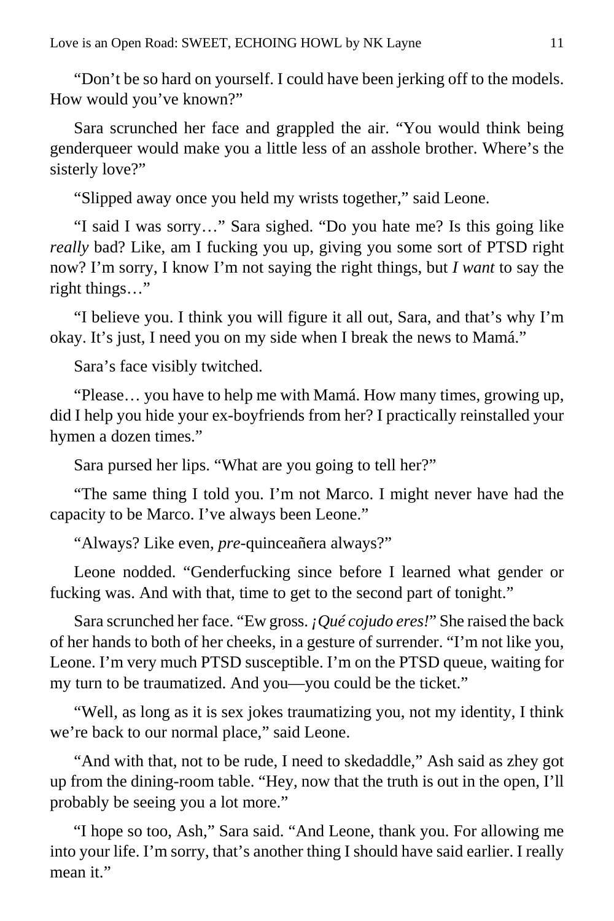"Don't be so hard on yourself. I could have been jerking off to the models. How would you've known?"

Sara scrunched her face and grappled the air. "You would think being genderqueer would make you a little less of an asshole brother. Where's the sisterly love?"

"Slipped away once you held my wrists together," said Leone.

"I said I was sorry…" Sara sighed. "Do you hate me? Is this going like *really* bad? Like, am I fucking you up, giving you some sort of PTSD right now? I'm sorry, I know I'm not saying the right things, but *I want* to say the right things…"

"I believe you. I think you will figure it all out, Sara, and that's why I'm okay. It's just, I need you on my side when I break the news to Mamá."

Sara's face visibly twitched.

"Please… you have to help me with Mamá. How many times, growing up, did I help you hide your ex-boyfriends from her? I practically reinstalled your hymen a dozen times."

Sara pursed her lips. "What are you going to tell her?"

"The same thing I told you. I'm not Marco. I might never have had the capacity to be Marco. I've always been Leone."

"Always? Like even, *pre*-quinceañera always?"

Leone nodded. "Genderfucking since before I learned what gender or fucking was. And with that, time to get to the second part of tonight."

Sara scrunched her face. "Ew gross. *¡Qué cojudo eres!*" She raised the back of her hands to both of her cheeks, in a gesture of surrender. "I'm not like you, Leone. I'm very much PTSD susceptible. I'm on the PTSD queue, waiting for my turn to be traumatized. And you—you could be the ticket."

"Well, as long as it is sex jokes traumatizing you, not my identity, I think we're back to our normal place," said Leone.

"And with that, not to be rude, I need to skedaddle," Ash said as zhey got up from the dining-room table. "Hey, now that the truth is out in the open, I'll probably be seeing you a lot more."

"I hope so too, Ash," Sara said. "And Leone, thank you. For allowing me into your life. I'm sorry, that's another thing I should have said earlier. I really mean it."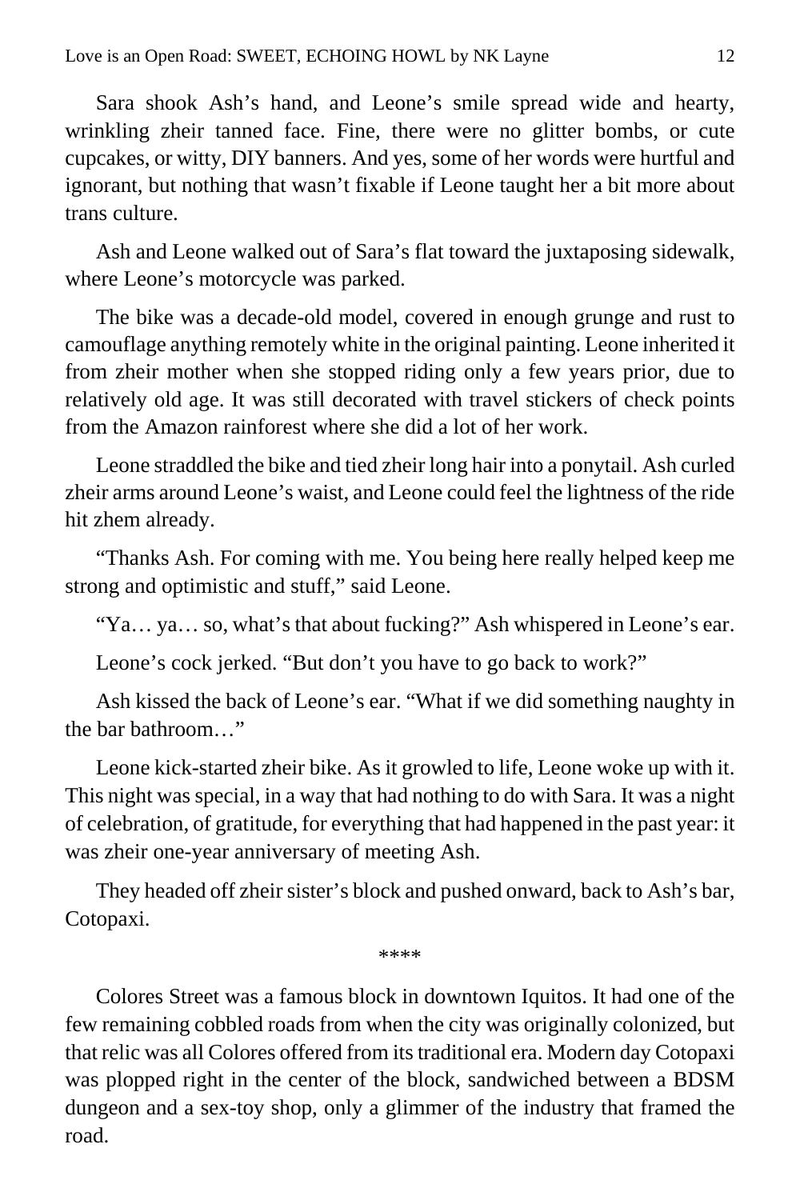Sara shook Ash's hand, and Leone's smile spread wide and hearty, wrinkling zheir tanned face. Fine, there were no glitter bombs, or cute cupcakes, or witty, DIY banners. And yes, some of her words were hurtful and ignorant, but nothing that wasn't fixable if Leone taught her a bit more about trans culture.

Ash and Leone walked out of Sara's flat toward the juxtaposing sidewalk, where Leone's motorcycle was parked.

The bike was a decade-old model, covered in enough grunge and rust to camouflage anything remotely white in the original painting. Leone inherited it from zheir mother when she stopped riding only a few years prior, due to relatively old age. It was still decorated with travel stickers of check points from the Amazon rainforest where she did a lot of her work.

Leone straddled the bike and tied zheir long hair into a ponytail. Ash curled zheir arms around Leone's waist, and Leone could feel the lightness of the ride hit zhem already.

"Thanks Ash. For coming with me. You being here really helped keep me strong and optimistic and stuff," said Leone.

"Ya… ya… so, what's that about fucking?" Ash whispered in Leone's ear.

Leone's cock jerked. "But don't you have to go back to work?"

Ash kissed the back of Leone's ear. "What if we did something naughty in the bar bathroom…"

Leone kick-started zheir bike. As it growled to life, Leone woke up with it. This night was special, in a way that had nothing to do with Sara. It was a night of celebration, of gratitude, for everything that had happened in the past year: it was zheir one-year anniversary of meeting Ash.

They headed off zheir sister's block and pushed onward, back to Ash's bar, Cotopaxi.

****

Colores Street was a famous block in downtown Iquitos. It had one of the few remaining cobbled roads from when the city was originally colonized, but that relic was all Colores offered from its traditional era. Modern day Cotopaxi was plopped right in the center of the block, sandwiched between a BDSM dungeon and a sex-toy shop, only a glimmer of the industry that framed the road.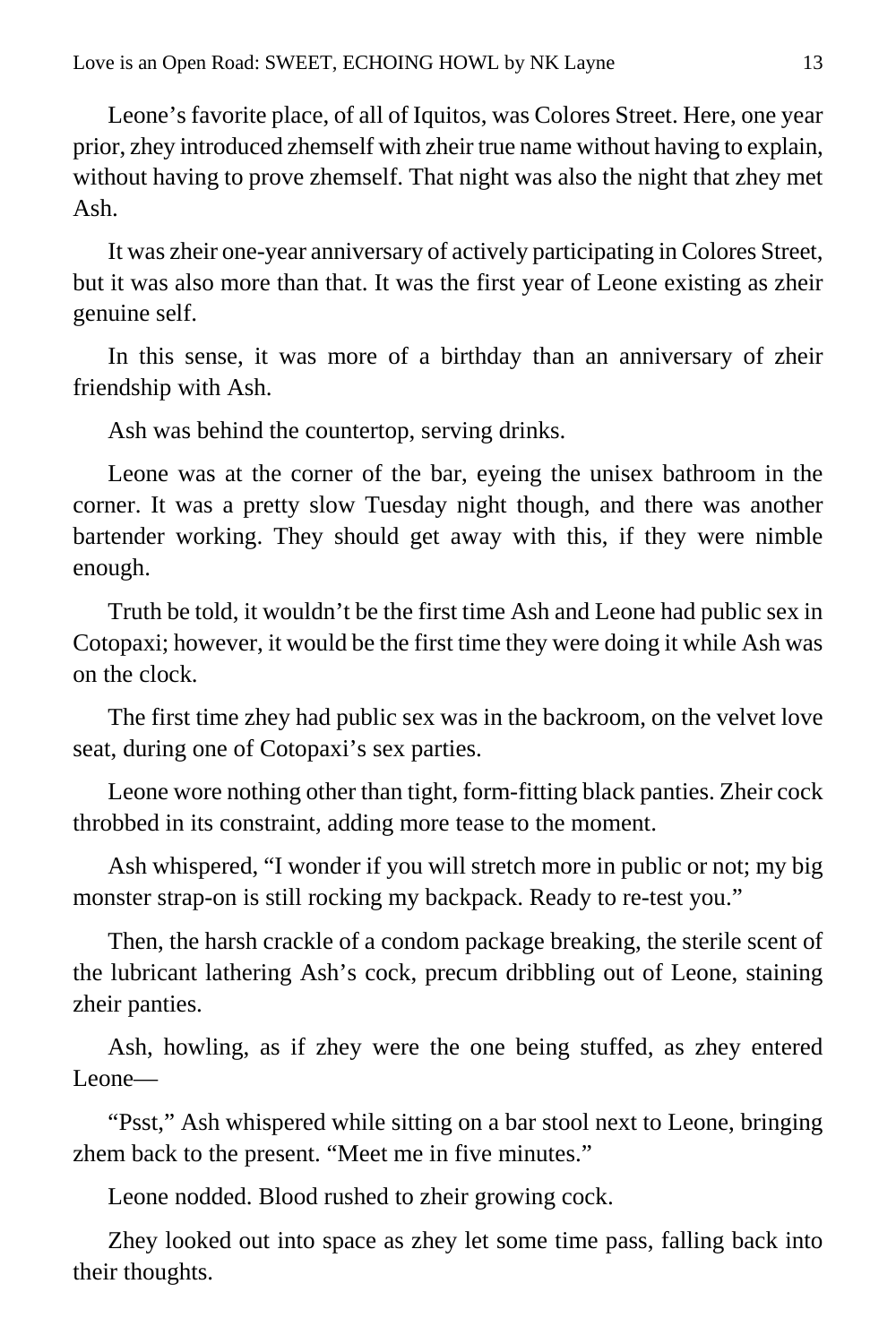Leone's favorite place, of all of Iquitos, was Colores Street. Here, one year prior, zhey introduced zhemself with zheir true name without having to explain, without having to prove zhemself. That night was also the night that zhey met Ash.

It was zheir one-year anniversary of actively participating in Colores Street, but it was also more than that. It was the first year of Leone existing as zheir genuine self.

In this sense, it was more of a birthday than an anniversary of zheir friendship with Ash.

Ash was behind the countertop, serving drinks.

Leone was at the corner of the bar, eyeing the unisex bathroom in the corner. It was a pretty slow Tuesday night though, and there was another bartender working. They should get away with this, if they were nimble enough.

Truth be told, it wouldn't be the first time Ash and Leone had public sex in Cotopaxi; however, it would be the first time they were doing it while Ash was on the clock.

The first time zhey had public sex was in the backroom, on the velvet love seat, during one of Cotopaxi's sex parties.

Leone wore nothing other than tight, form-fitting black panties. Zheir cock throbbed in its constraint, adding more tease to the moment.

Ash whispered, "I wonder if you will stretch more in public or not; my big monster strap-on is still rocking my backpack. Ready to re-test you."

Then, the harsh crackle of a condom package breaking, the sterile scent of the lubricant lathering Ash's cock, precum dribbling out of Leone, staining zheir panties.

Ash, howling, as if zhey were the one being stuffed, as zhey entered Leone—

"Psst," Ash whispered while sitting on a bar stool next to Leone, bringing zhem back to the present. "Meet me in five minutes."

Leone nodded. Blood rushed to zheir growing cock.

Zhey looked out into space as zhey let some time pass, falling back into their thoughts.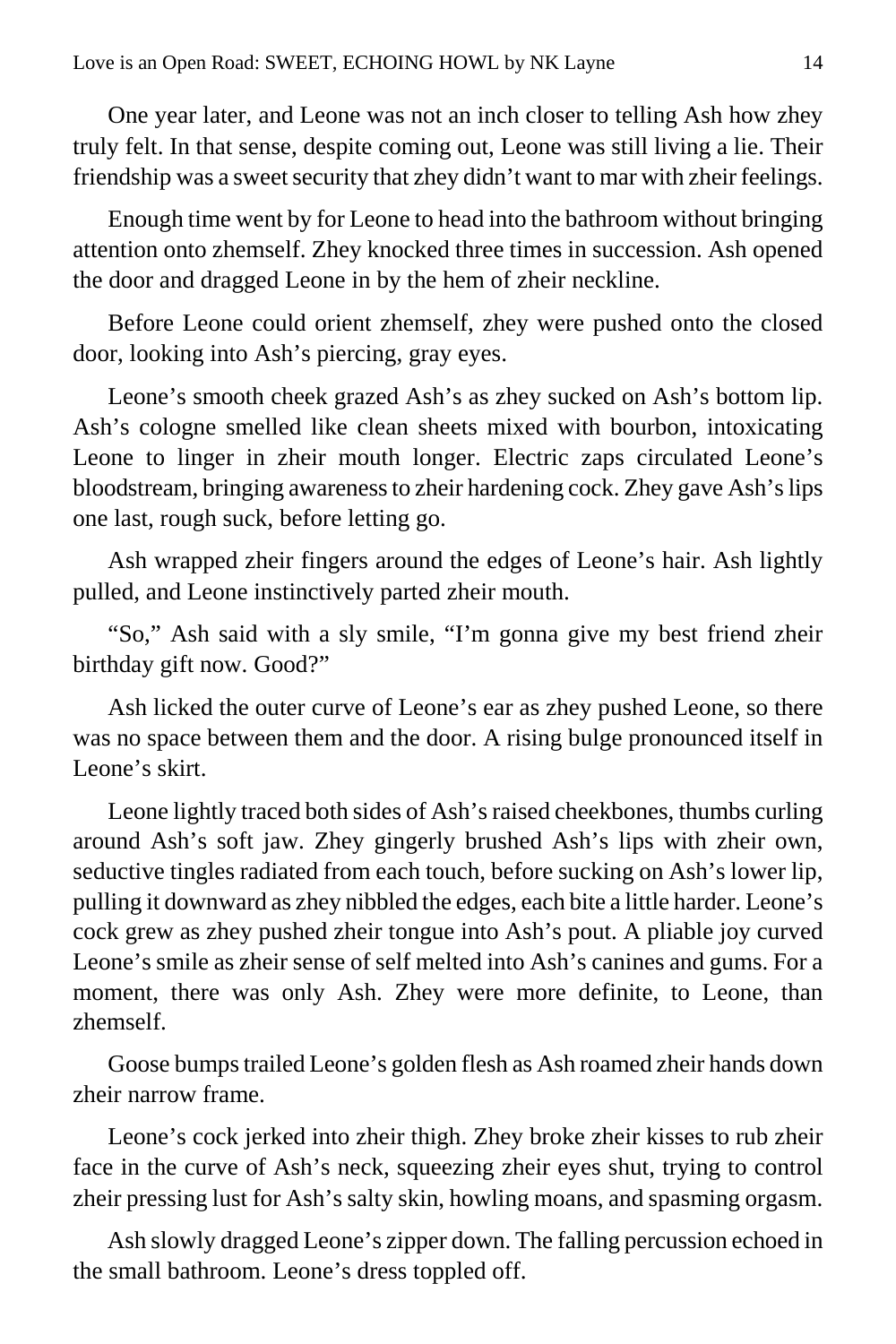One year later, and Leone was not an inch closer to telling Ash how zhey truly felt. In that sense, despite coming out, Leone was still living a lie. Their friendship was a sweet security that zhey didn't want to mar with zheir feelings.

Enough time went by for Leone to head into the bathroom without bringing attention onto zhemself. Zhey knocked three times in succession. Ash opened the door and dragged Leone in by the hem of zheir neckline.

Before Leone could orient zhemself, zhey were pushed onto the closed door, looking into Ash's piercing, gray eyes.

Leone's smooth cheek grazed Ash's as zhey sucked on Ash's bottom lip. Ash's cologne smelled like clean sheets mixed with bourbon, intoxicating Leone to linger in zheir mouth longer. Electric zaps circulated Leone's bloodstream, bringing awareness to zheir hardening cock. Zhey gave Ash's lips one last, rough suck, before letting go.

Ash wrapped zheir fingers around the edges of Leone's hair. Ash lightly pulled, and Leone instinctively parted zheir mouth.

"So," Ash said with a sly smile, "I'm gonna give my best friend zheir birthday gift now. Good?"

Ash licked the outer curve of Leone's ear as zhey pushed Leone, so there was no space between them and the door. A rising bulge pronounced itself in Leone's skirt.

Leone lightly traced both sides of Ash's raised cheekbones, thumbs curling around Ash's soft jaw. Zhey gingerly brushed Ash's lips with zheir own, seductive tingles radiated from each touch, before sucking on Ash's lower lip, pulling it downward as zhey nibbled the edges, each bite a little harder. Leone's cock grew as zhey pushed zheir tongue into Ash's pout. A pliable joy curved Leone's smile as zheir sense of self melted into Ash's canines and gums. For a moment, there was only Ash. Zhey were more definite, to Leone, than zhemself.

Goose bumps trailed Leone's golden flesh as Ash roamed zheir hands down zheir narrow frame.

Leone's cock jerked into zheir thigh. Zhey broke zheir kisses to rub zheir face in the curve of Ash's neck, squeezing zheir eyes shut, trying to control zheir pressing lust for Ash's salty skin, howling moans, and spasming orgasm.

Ash slowly dragged Leone's zipper down. The falling percussion echoed in the small bathroom. Leone's dress toppled off.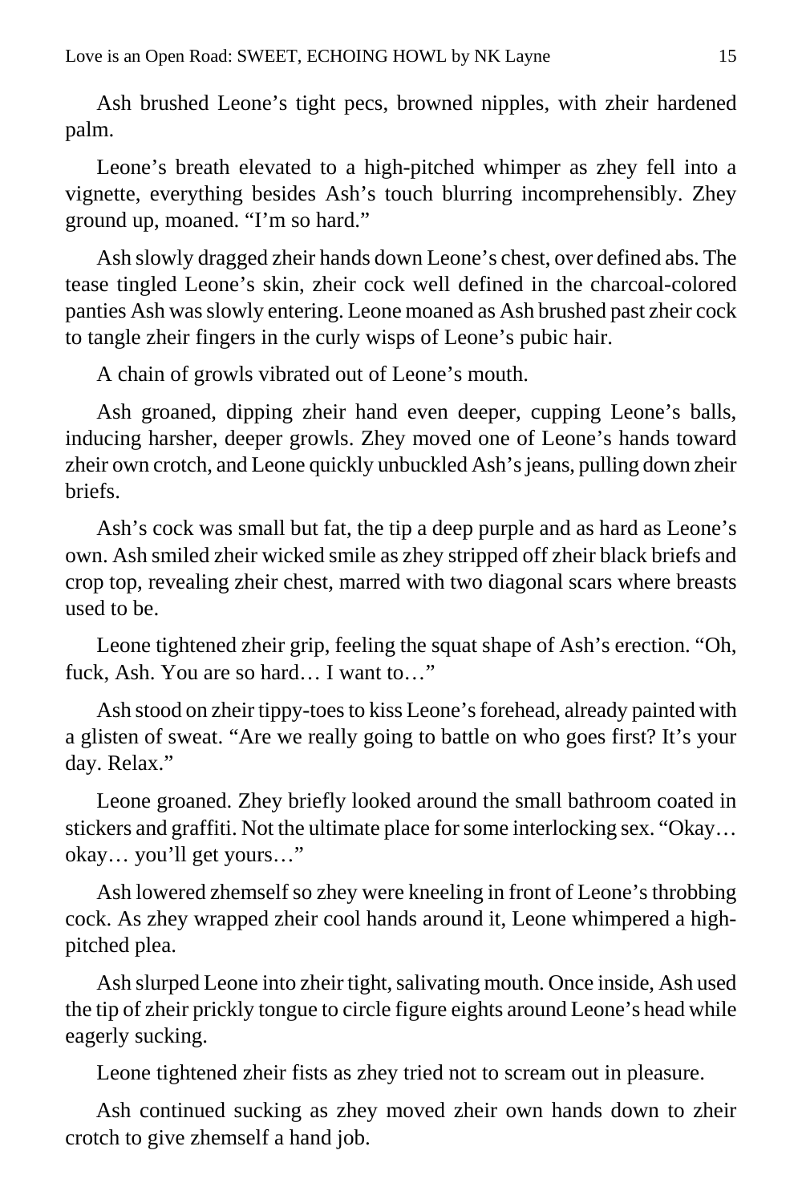Ash brushed Leone's tight pecs, browned nipples, with zheir hardened palm.

Leone's breath elevated to a high-pitched whimper as zhey fell into a vignette, everything besides Ash's touch blurring incomprehensibly. Zhey ground up, moaned. "I'm so hard."

Ash slowly dragged zheir hands down Leone's chest, over defined abs. The tease tingled Leone's skin, zheir cock well defined in the charcoal-colored panties Ash was slowly entering. Leone moaned as Ash brushed past zheir cock to tangle zheir fingers in the curly wisps of Leone's pubic hair.

A chain of growls vibrated out of Leone's mouth.

Ash groaned, dipping zheir hand even deeper, cupping Leone's balls, inducing harsher, deeper growls. Zhey moved one of Leone's hands toward zheir own crotch, and Leone quickly unbuckled Ash's jeans, pulling down zheir briefs.

Ash's cock was small but fat, the tip a deep purple and as hard as Leone's own. Ash smiled zheir wicked smile as zhey stripped off zheir black briefs and crop top, revealing zheir chest, marred with two diagonal scars where breasts used to be.

Leone tightened zheir grip, feeling the squat shape of Ash's erection. "Oh, fuck, Ash. You are so hard… I want to…"

Ash stood on zheir tippy-toes to kiss Leone's forehead, already painted with a glisten of sweat. "Are we really going to battle on who goes first? It's your day. Relax."

Leone groaned. Zhey briefly looked around the small bathroom coated in stickers and graffiti. Not the ultimate place for some interlocking sex. "Okay… okay… you'll get yours…"

Ash lowered zhemself so zhey were kneeling in front of Leone's throbbing cock. As zhey wrapped zheir cool hands around it, Leone whimpered a high-pitched plea.

Ash slurped Leone into zheir tight, salivating mouth. Once inside, Ash used the tip of zheir prickly tongue to circle figure eights around Leone's head while eagerly sucking.

Leone tightened zheir fists as zhey tried not to scream out in pleasure.

Ash continued sucking as zhey moved zheir own hands down to zheir crotch to give zhemself a hand job.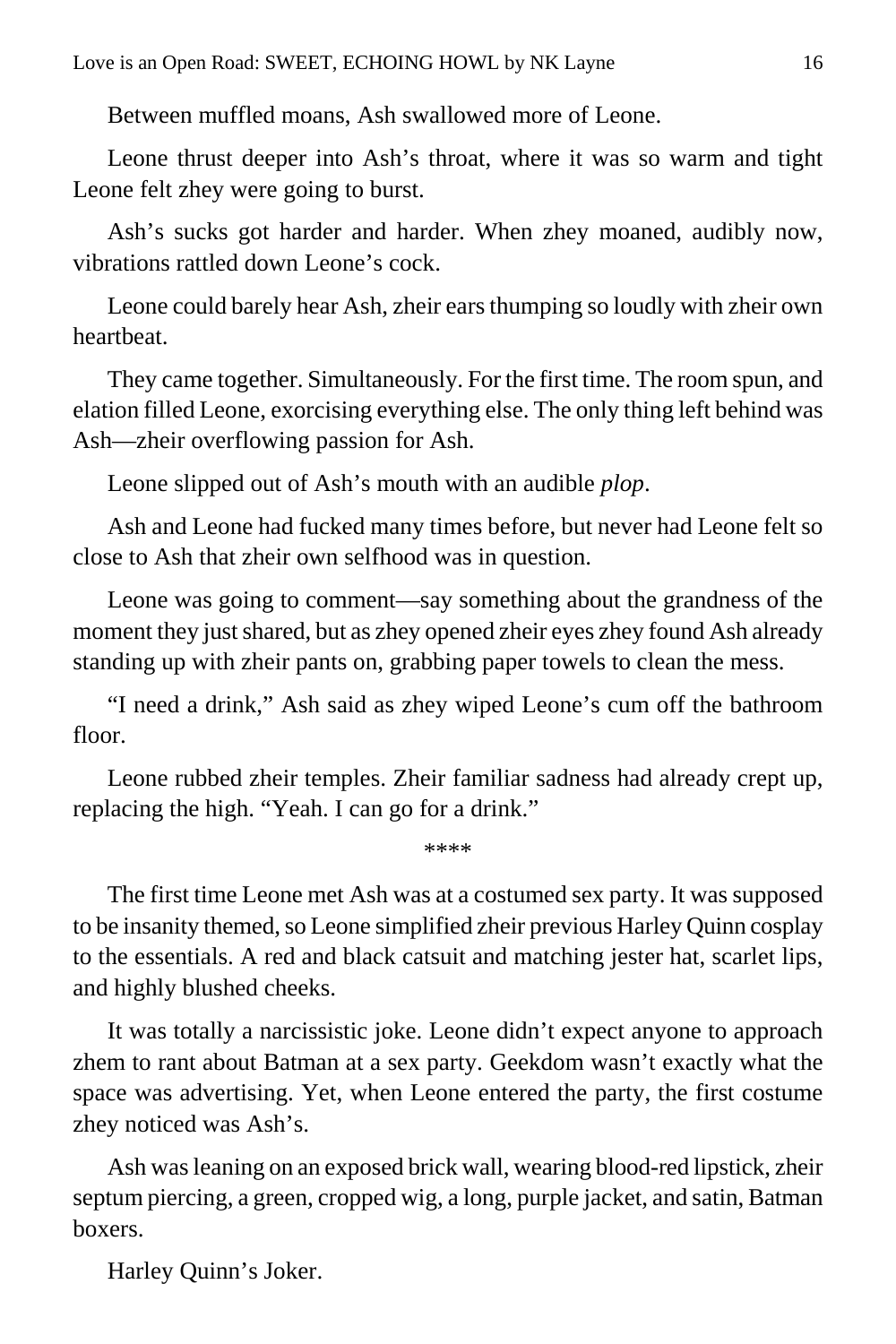Between muffled moans, Ash swallowed more of Leone.

Leone thrust deeper into Ash's throat, where it was so warm and tight Leone felt zhey were going to burst.

Ash's sucks got harder and harder. When zhey moaned, audibly now, vibrations rattled down Leone's cock.

Leone could barely hear Ash, zheir ears thumping so loudly with zheir own heartbeat.

They came together. Simultaneously. For the first time. The room spun, and elation filled Leone, exorcising everything else. The only thing left behind was Ash—zheir overflowing passion for Ash.

Leone slipped out of Ash's mouth with an audible *plop*.

Ash and Leone had fucked many times before, but never had Leone felt so close to Ash that zheir own selfhood was in question.

Leone was going to comment—say something about the grandness of the moment they just shared, but as zhey opened zheir eyes zhey found Ash already standing up with zheir pants on, grabbing paper towels to clean the mess.

"I need a drink," Ash said as zhey wiped Leone's cum off the bathroom floor.

Leone rubbed zheir temples. Zheir familiar sadness had already crept up, replacing the high. "Yeah. I can go for a drink."

****

The first time Leone met Ash was at a costumed sex party. It was supposed to be insanity themed, so Leone simplified zheir previous Harley Quinn cosplay to the essentials. A red and black catsuit and matching jester hat, scarlet lips, and highly blushed cheeks.

It was totally a narcissistic joke. Leone didn't expect anyone to approach zhem to rant about Batman at a sex party. Geekdom wasn't exactly what the space was advertising. Yet, when Leone entered the party, the first costume zhey noticed was Ash's.

Ash was leaning on an exposed brick wall, wearing blood-red lipstick, zheir septum piercing, a green, cropped wig, a long, purple jacket, and satin, Batman boxers.

Harley Quinn's Joker.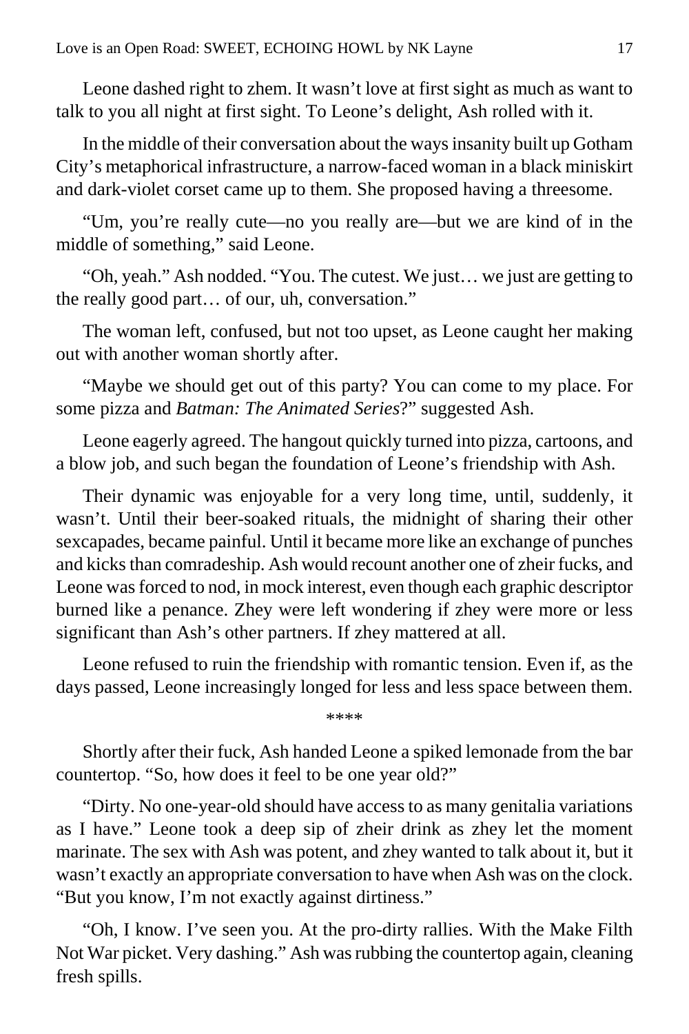Leone dashed right to zhem. It wasn't love at first sight as much as want to talk to you all night at first sight. To Leone's delight, Ash rolled with it.

In the middle of their conversation about the ways insanity built up Gotham City's metaphorical infrastructure, a narrow-faced woman in a black miniskirt and dark-violet corset came up to them. She proposed having a threesome.

"Um, you're really cute—no you really are—but we are kind of in the middle of something," said Leone.

"Oh, yeah." Ash nodded. "You. The cutest. We just… we just are getting to the really good part… of our, uh, conversation."

The woman left, confused, but not too upset, as Leone caught her making out with another woman shortly after.

"Maybe we should get out of this party? You can come to my place. For some pizza and *Batman: The Animated Series*?" suggested Ash.

Leone eagerly agreed. The hangout quickly turned into pizza, cartoons, and a blow job, and such began the foundation of Leone's friendship with Ash.

Their dynamic was enjoyable for a very long time, until, suddenly, it wasn't. Until their beer-soaked rituals, the midnight of sharing their other sexcapades, became painful. Until it became more like an exchange of punches and kicks than comradeship. Ash would recount another one of zheir fucks, and Leone was forced to nod, in mock interest, even though each graphic descriptor burned like a penance. Zhey were left wondering if zhey were more or less significant than Ash's other partners. If zhey mattered at all.

Leone refused to ruin the friendship with romantic tension. Even if, as the days passed, Leone increasingly longed for less and less space between them.

****

Shortly after their fuck, Ash handed Leone a spiked lemonade from the bar countertop. "So, how does it feel to be one year old?"

"Dirty. No one-year-old should have access to as many genitalia variations as I have." Leone took a deep sip of zheir drink as zhey let the moment marinate. The sex with Ash was potent, and zhey wanted to talk about it, but it wasn't exactly an appropriate conversation to have when Ash was on the clock. "But you know, I'm not exactly against dirtiness."

"Oh, I know. I've seen you. At the pro-dirty rallies. With the Make Filth Not War picket. Very dashing." Ash was rubbing the countertop again, cleaning fresh spills.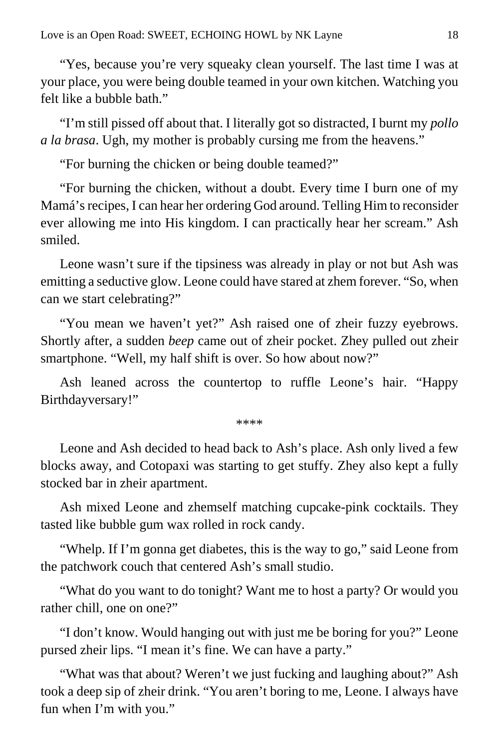"Yes, because you're very squeaky clean yourself. The last time I was at your place, you were being double teamed in your own kitchen. Watching you felt like a bubble bath."

"I'm still pissed off about that. I literally got so distracted, I burnt my *pollo a la brasa*. Ugh, my mother is probably cursing me from the heavens."

"For burning the chicken or being double teamed?"

"For burning the chicken, without a doubt. Every time I burn one of my Mamá's recipes, I can hear her ordering God around. Telling Him to reconsider ever allowing me into His kingdom. I can practically hear her scream." Ash smiled.

Leone wasn't sure if the tipsiness was already in play or not but Ash was emitting a seductive glow. Leone could have stared at zhem forever. "So, when can we start celebrating?"

"You mean we haven't yet?" Ash raised one of zheir fuzzy eyebrows. Shortly after, a sudden *beep* came out of zheir pocket. Zhey pulled out zheir smartphone. "Well, my half shift is over. So how about now?"

Ash leaned across the countertop to ruffle Leone's hair. "Happy Birthdayversary!"

****

Leone and Ash decided to head back to Ash's place. Ash only lived a few blocks away, and Cotopaxi was starting to get stuffy. Zhey also kept a fully stocked bar in zheir apartment.

Ash mixed Leone and zhemself matching cupcake-pink cocktails. They tasted like bubble gum wax rolled in rock candy.

"Whelp. If I'm gonna get diabetes, this is the way to go," said Leone from the patchwork couch that centered Ash's small studio.

"What do you want to do tonight? Want me to host a party? Or would you rather chill, one on one?"

"I don't know. Would hanging out with just me be boring for you?" Leone pursed zheir lips. "I mean it's fine. We can have a party."

"What was that about? Weren't we just fucking and laughing about?" Ash took a deep sip of zheir drink. "You aren't boring to me, Leone. I always have fun when I'm with you."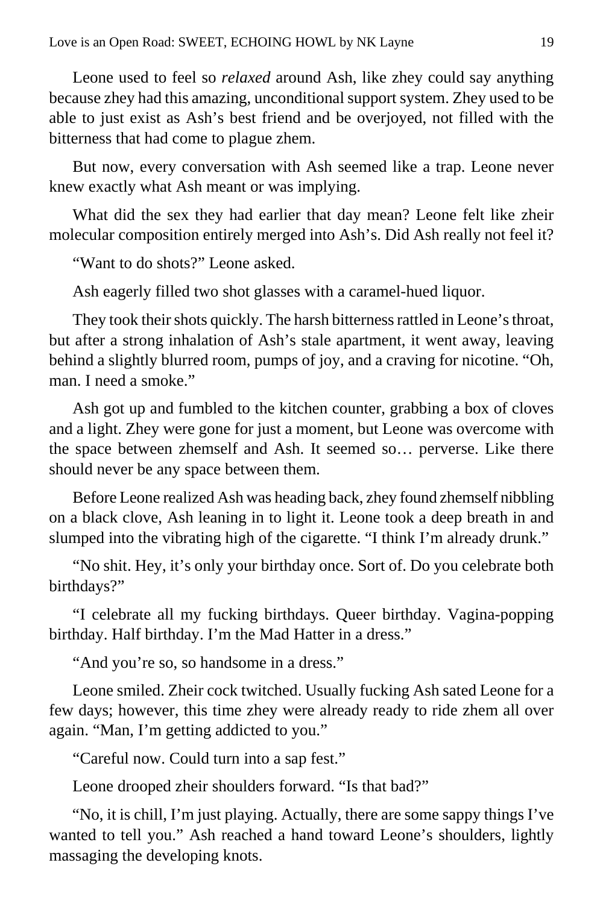Leone used to feel so *relaxed* around Ash, like zhey could say anything because zhey had this amazing, unconditional support system. Zhey used to be able to just exist as Ash's best friend and be overjoyed, not filled with the bitterness that had come to plague zhem.

But now, every conversation with Ash seemed like a trap. Leone never knew exactly what Ash meant or was implying.

What did the sex they had earlier that day mean? Leone felt like zheir molecular composition entirely merged into Ash's. Did Ash really not feel it?

"Want to do shots?" Leone asked.

Ash eagerly filled two shot glasses with a caramel-hued liquor.

They took their shots quickly. The harsh bitterness rattled in Leone's throat, but after a strong inhalation of Ash's stale apartment, it went away, leaving behind a slightly blurred room, pumps of joy, and a craving for nicotine. "Oh, man. I need a smoke."

Ash got up and fumbled to the kitchen counter, grabbing a box of cloves and a light. Zhey were gone for just a moment, but Leone was overcome with the space between zhemself and Ash. It seemed so… perverse. Like there should never be any space between them.

Before Leone realized Ash was heading back, zhey found zhemself nibbling on a black clove, Ash leaning in to light it. Leone took a deep breath in and slumped into the vibrating high of the cigarette. "I think I'm already drunk."

"No shit. Hey, it's only your birthday once. Sort of. Do you celebrate both birthdays?"

"I celebrate all my fucking birthdays. Queer birthday. Vagina-popping birthday. Half birthday. I'm the Mad Hatter in a dress."

"And you're so, so handsome in a dress."

Leone smiled. Zheir cock twitched. Usually fucking Ash sated Leone for a few days; however, this time zhey were already ready to ride zhem all over again. "Man, I'm getting addicted to you."

"Careful now. Could turn into a sap fest."

Leone drooped zheir shoulders forward. "Is that bad?"

"No, it is chill, I'm just playing. Actually, there are some sappy things I've wanted to tell you." Ash reached a hand toward Leone's shoulders, lightly massaging the developing knots.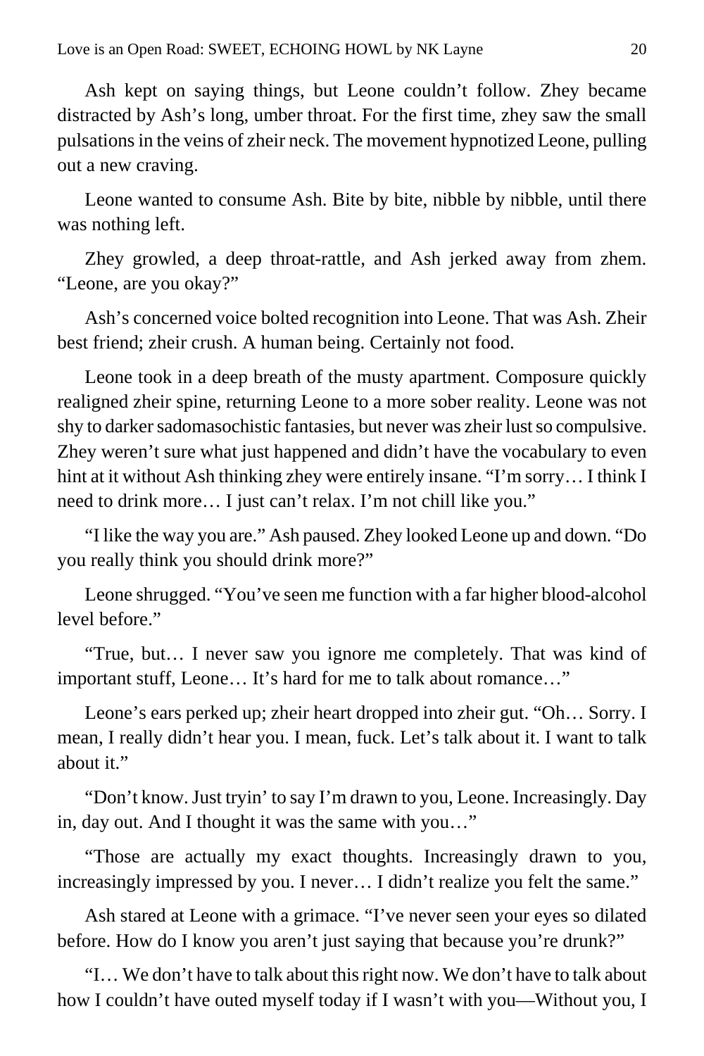Ash kept on saying things, but Leone couldn't follow. Zhey became distracted by Ash's long, umber throat. For the first time, zhey saw the small pulsations in the veins of zheir neck. The movement hypnotized Leone, pulling out a new craving.

Leone wanted to consume Ash. Bite by bite, nibble by nibble, until there was nothing left.

Zhey growled, a deep throat-rattle, and Ash jerked away from zhem. "Leone, are you okay?"

Ash's concerned voice bolted recognition into Leone. That was Ash. Zheir best friend; zheir crush. A human being. Certainly not food.

Leone took in a deep breath of the musty apartment. Composure quickly realigned zheir spine, returning Leone to a more sober reality. Leone was not shy to darker sadomasochistic fantasies, but never was zheir lust so compulsive. Zhey weren't sure what just happened and didn't have the vocabulary to even hint at it without Ash thinking zhey were entirely insane. "I'm sorry… I think I need to drink more… I just can't relax. I'm not chill like you."

"I like the way you are." Ash paused. Zhey looked Leone up and down. "Do you really think you should drink more?"

Leone shrugged. "You've seen me function with a far higher blood-alcohol level before."

"True, but… I never saw you ignore me completely. That was kind of important stuff, Leone… It's hard for me to talk about romance…"

Leone's ears perked up; zheir heart dropped into zheir gut. "Oh… Sorry. I mean, I really didn't hear you. I mean, fuck. Let's talk about it. I want to talk about it."

"Don't know. Just tryin' to say I'm drawn to you, Leone. Increasingly. Day in, day out. And I thought it was the same with you…"

"Those are actually my exact thoughts. Increasingly drawn to you, increasingly impressed by you. I never… I didn't realize you felt the same."

Ash stared at Leone with a grimace. "I've never seen your eyes so dilated before. How do I know you aren't just saying that because you're drunk?"

"I… We don't have to talk about this right now. We don't have to talk about how I couldn't have outed myself today if I wasn't with you—Without you, I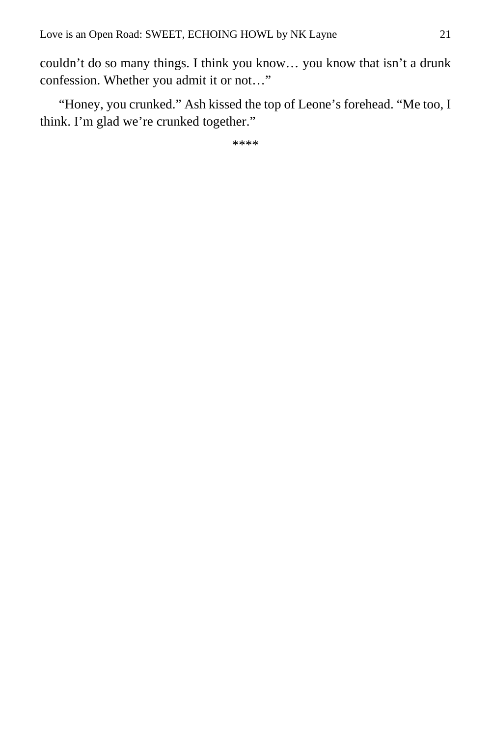couldn’t do so many things. I think you know… you know that isn’t a drunk confession. Whether you admit it or not…”

“Honey, you crunked.” Ash kissed the top of Leone’s forehead. “Me too, I think. I’m glad we’re crunked together.”

****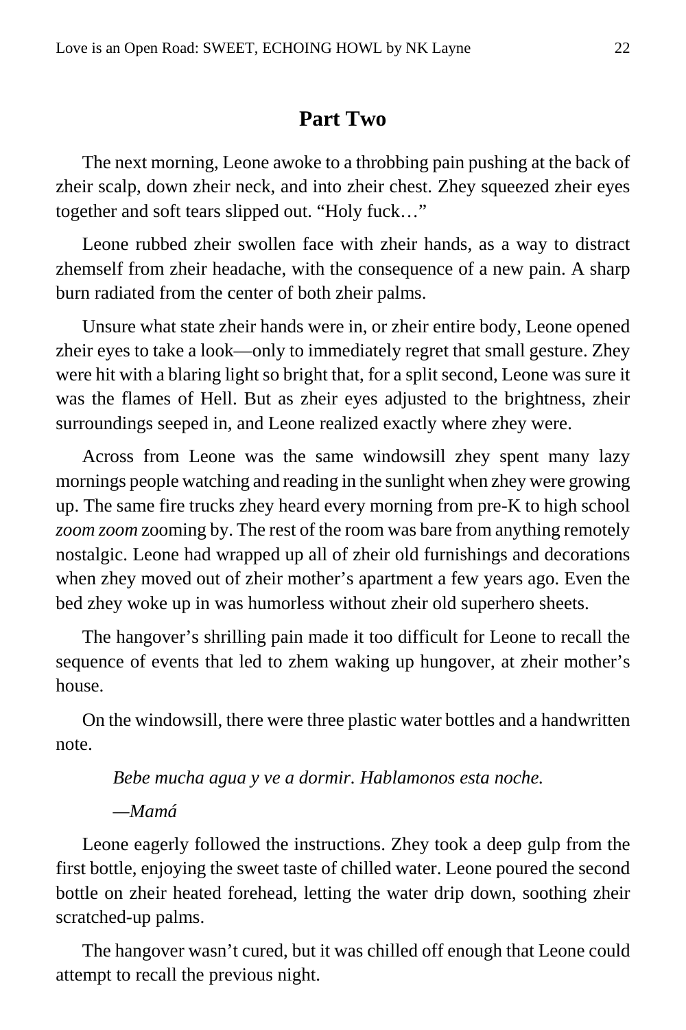## Part Two

The next morning, Leone awoke to a throbbing pain pushing at the back of zheir scalp, down zheir neck, and into zheir chest. Zhey squeezed zheir eyes together and soft tears slipped out. "Holy fuck…"

Leone rubbed zheir swollen face with zheir hands, as a way to distract zhemself from zheir headache, with the consequence of a new pain. A sharp burn radiated from the center of both zheir palms.

Unsure what state zheir hands were in, or zheir entire body, Leone opened zheir eyes to take a look—only to immediately regret that small gesture. Zhey were hit with a blaring light so bright that, for a split second, Leone was sure it was the flames of Hell. But as zheir eyes adjusted to the brightness, zheir surroundings seeped in, and Leone realized exactly where zhey were.

Across from Leone was the same windowsill zhey spent many lazy mornings people watching and reading in the sunlight when zhey were growing up. The same fire trucks zhey heard every morning from pre-K to high school *zoom zoom* zooming by. The rest of the room was bare from anything remotely nostalgic. Leone had wrapped up all of zheir old furnishings and decorations when zhey moved out of zheir mother's apartment a few years ago. Even the bed zhey woke up in was humorless without zheir old superhero sheets.

The hangover's shrilling pain made it too difficult for Leone to recall the sequence of events that led to zhem waking up hungover, at zheir mother's house.

On the windowsill, there were three plastic water bottles and a handwritten note.

> *Bebe mucha agua y ve a dormir. Hablamonos esta noche.*
>
> *—Mamá*

Leone eagerly followed the instructions. Zhey took a deep gulp from the first bottle, enjoying the sweet taste of chilled water. Leone poured the second bottle on zheir heated forehead, letting the water drip down, soothing zheir scratched-up palms.

The hangover wasn't cured, but it was chilled off enough that Leone could attempt to recall the previous night.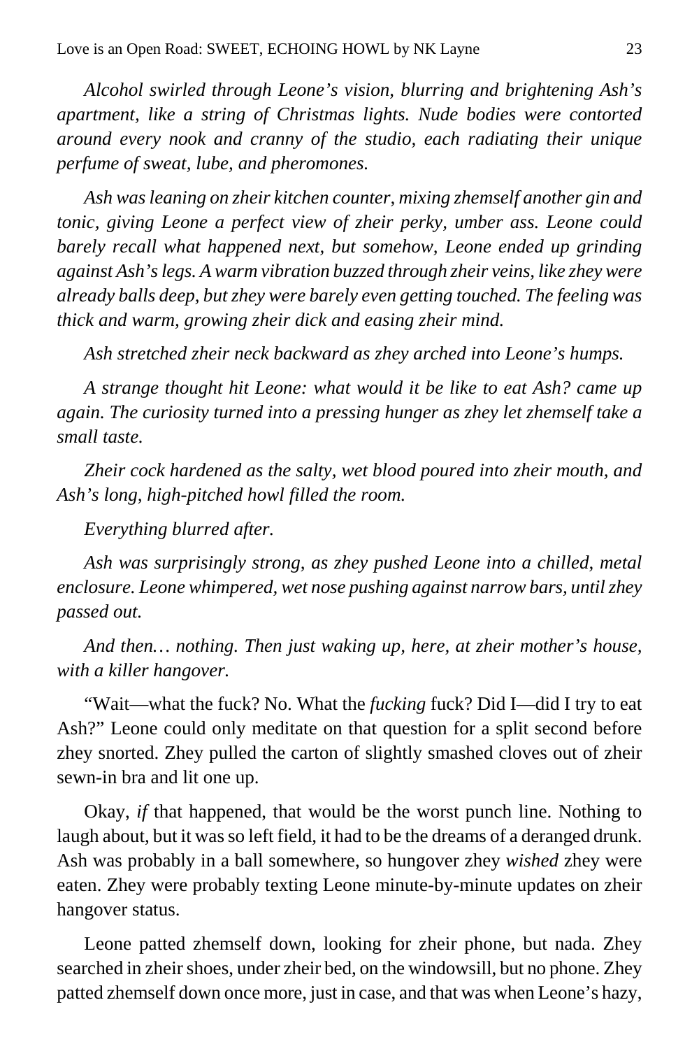*Alcohol swirled through Leone's vision, blurring and brightening Ash's apartment, like a string of Christmas lights. Nude bodies were contorted around every nook and cranny of the studio, each radiating their unique perfume of sweat, lube, and pheromones.*

*Ash was leaning on zheir kitchen counter, mixing zhemself another gin and tonic, giving Leone a perfect view of zheir perky, umber ass. Leone could barely recall what happened next, but somehow, Leone ended up grinding against Ash's legs. A warm vibration buzzed through zheir veins, like zhey were already balls deep, but zhey were barely even getting touched. The feeling was thick and warm, growing zheir dick and easing zheir mind.*

*Ash stretched zheir neck backward as zhey arched into Leone's humps.*

*A strange thought hit Leone: what would it be like to eat Ash? came up again. The curiosity turned into a pressing hunger as zhey let zhemself take a small taste.*

*Zheir cock hardened as the salty, wet blood poured into zheir mouth, and Ash's long, high-pitched howl filled the room.*

*Everything blurred after.*

*Ash was surprisingly strong, as zhey pushed Leone into a chilled, metal enclosure. Leone whimpered, wet nose pushing against narrow bars, until zhey passed out.*

*And then… nothing. Then just waking up, here, at zheir mother's house, with a killer hangover.*

"Wait—what the fuck? No. What the *fucking* fuck? Did I—did I try to eat Ash?" Leone could only meditate on that question for a split second before zhey snorted. Zhey pulled the carton of slightly smashed cloves out of zheir sewn-in bra and lit one up.

Okay, *if* that happened, that would be the worst punch line. Nothing to laugh about, but it was so left field, it had to be the dreams of a deranged drunk. Ash was probably in a ball somewhere, so hungover zhey *wished* zhey were eaten. Zhey were probably texting Leone minute-by-minute updates on zheir hangover status.

Leone patted zhemself down, looking for zheir phone, but nada. Zhey searched in zheir shoes, under zheir bed, on the windowsill, but no phone. Zhey patted zhemself down once more, just in case, and that was when Leone's hazy,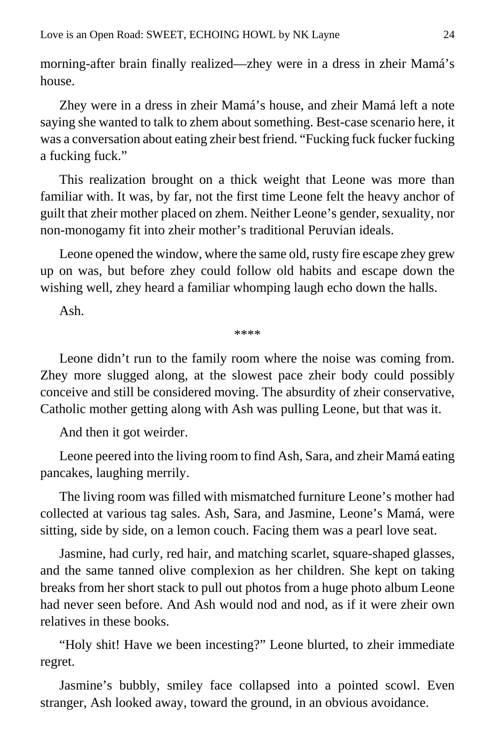morning-after brain finally realized—zhey were in a dress in zheir Mamá's house.

Zhey were in a dress in zheir Mamá's house, and zheir Mamá left a note saying she wanted to talk to zhem about something. Best-case scenario here, it was a conversation about eating zheir best friend. "Fucking fuck fucker fucking a fucking fuck."

This realization brought on a thick weight that Leone was more than familiar with. It was, by far, not the first time Leone felt the heavy anchor of guilt that zheir mother placed on zhem. Neither Leone's gender, sexuality, nor non-monogamy fit into zheir mother's traditional Peruvian ideals.

Leone opened the window, where the same old, rusty fire escape zhey grew up on was, but before zhey could follow old habits and escape down the wishing well, zhey heard a familiar whomping laugh echo down the halls.

Ash.

****

Leone didn't run to the family room where the noise was coming from. Zhey more slugged along, at the slowest pace zheir body could possibly conceive and still be considered moving. The absurdity of zheir conservative, Catholic mother getting along with Ash was pulling Leone, but that was it.

And then it got weirder.

Leone peered into the living room to find Ash, Sara, and zheir Mamá eating pancakes, laughing merrily.

The living room was filled with mismatched furniture Leone's mother had collected at various tag sales. Ash, Sara, and Jasmine, Leone's Mamá, were sitting, side by side, on a lemon couch. Facing them was a pearl love seat.

Jasmine, had curly, red hair, and matching scarlet, square-shaped glasses, and the same tanned olive complexion as her children. She kept on taking breaks from her short stack to pull out photos from a huge photo album Leone had never seen before. And Ash would nod and nod, as if it were zheir own relatives in these books.

"Holy shit! Have we been incesting?" Leone blurted, to zheir immediate regret.

Jasmine's bubbly, smiley face collapsed into a pointed scowl. Even stranger, Ash looked away, toward the ground, in an obvious avoidance.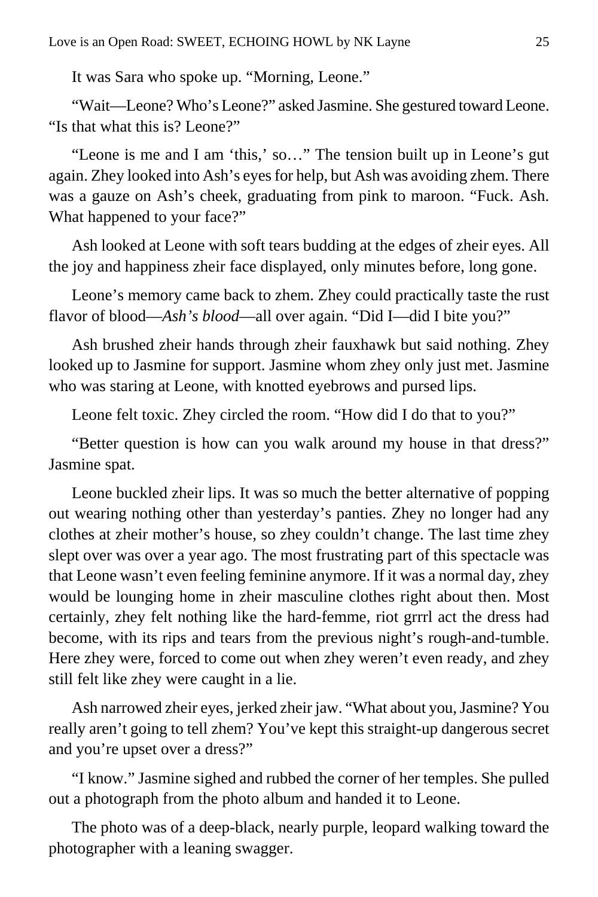It was Sara who spoke up. "Morning, Leone."

"Wait—Leone? Who's Leone?" asked Jasmine. She gestured toward Leone. "Is that what this is? Leone?"

"Leone is me and I am 'this,' so…" The tension built up in Leone's gut again. Zhey looked into Ash's eyes for help, but Ash was avoiding zhem. There was a gauze on Ash's cheek, graduating from pink to maroon. "Fuck. Ash. What happened to your face?"

Ash looked at Leone with soft tears budding at the edges of zheir eyes. All the joy and happiness zheir face displayed, only minutes before, long gone.

Leone's memory came back to zhem. Zhey could practically taste the rust flavor of blood—*Ash's blood*—all over again. "Did I—did I bite you?"

Ash brushed zheir hands through zheir fauxhawk but said nothing. Zhey looked up to Jasmine for support. Jasmine whom zhey only just met. Jasmine who was staring at Leone, with knotted eyebrows and pursed lips.

Leone felt toxic. Zhey circled the room. "How did I do that to you?"

"Better question is how can you walk around my house in that dress?" Jasmine spat.

Leone buckled zheir lips. It was so much the better alternative of popping out wearing nothing other than yesterday's panties. Zhey no longer had any clothes at zheir mother's house, so zhey couldn't change. The last time zhey slept over was over a year ago. The most frustrating part of this spectacle was that Leone wasn't even feeling feminine anymore. If it was a normal day, zhey would be lounging home in zheir masculine clothes right about then. Most certainly, zhey felt nothing like the hard-femme, riot grrrl act the dress had become, with its rips and tears from the previous night's rough-and-tumble. Here zhey were, forced to come out when zhey weren't even ready, and zhey still felt like zhey were caught in a lie.

Ash narrowed zheir eyes, jerked zheir jaw. "What about you, Jasmine? You really aren't going to tell zhem? You've kept this straight-up dangerous secret and you're upset over a dress?"

"I know." Jasmine sighed and rubbed the corner of her temples. She pulled out a photograph from the photo album and handed it to Leone.

The photo was of a deep-black, nearly purple, leopard walking toward the photographer with a leaning swagger.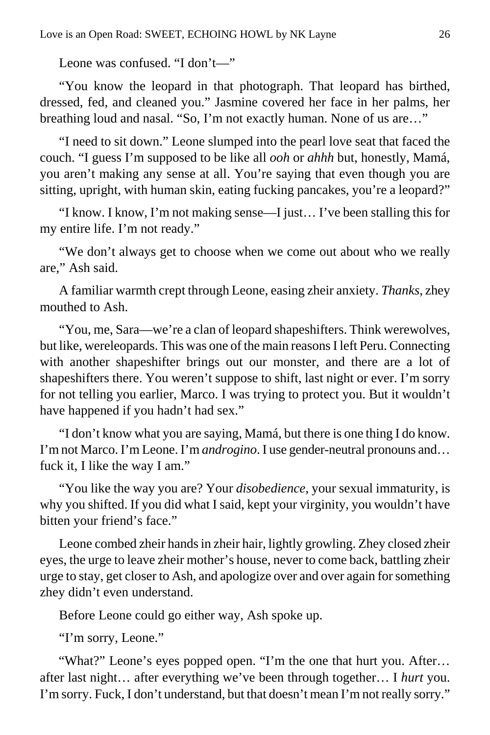Leone was confused. "I don't—"

"You know the leopard in that photograph. That leopard has birthed, dressed, fed, and cleaned you." Jasmine covered her face in her palms, her breathing loud and nasal. "So, I'm not exactly human. None of us are…"

"I need to sit down." Leone slumped into the pearl love seat that faced the couch. "I guess I'm supposed to be like all *ooh* or *ahhh* but, honestly, Mamá, you aren't making any sense at all. You're saying that even though you are sitting, upright, with human skin, eating fucking pancakes, you're a leopard?"

"I know. I know, I'm not making sense—I just… I've been stalling this for my entire life. I'm not ready."

"We don't always get to choose when we come out about who we really are," Ash said.

A familiar warmth crept through Leone, easing zheir anxiety. *Thanks,* zhey mouthed to Ash.

"You, me, Sara—we're a clan of leopard shapeshifters. Think werewolves, but like, wereleopards. This was one of the main reasons I left Peru. Connecting with another shapeshifter brings out our monster, and there are a lot of shapeshifters there. You weren't suppose to shift, last night or ever. I'm sorry for not telling you earlier, Marco. I was trying to protect you. But it wouldn't have happened if you hadn't had sex."

"I don't know what you are saying, Mamá, but there is one thing I do know. I'm not Marco. I'm Leone. I'm *androgino*. I use gender-neutral pronouns and… fuck it, I like the way I am."

"You like the way you are? Your *disobedience*, your sexual immaturity, is why you shifted. If you did what I said, kept your virginity, you wouldn't have bitten your friend's face."

Leone combed zheir hands in zheir hair, lightly growling. Zhey closed zheir eyes, the urge to leave zheir mother's house, never to come back, battling zheir urge to stay, get closer to Ash, and apologize over and over again for something zhey didn't even understand.

Before Leone could go either way, Ash spoke up.

"I'm sorry, Leone."

"What?" Leone's eyes popped open. "I'm the one that hurt you. After… after last night… after everything we've been through together… I *hurt* you. I'm sorry. Fuck, I don't understand, but that doesn't mean I'm not really sorry."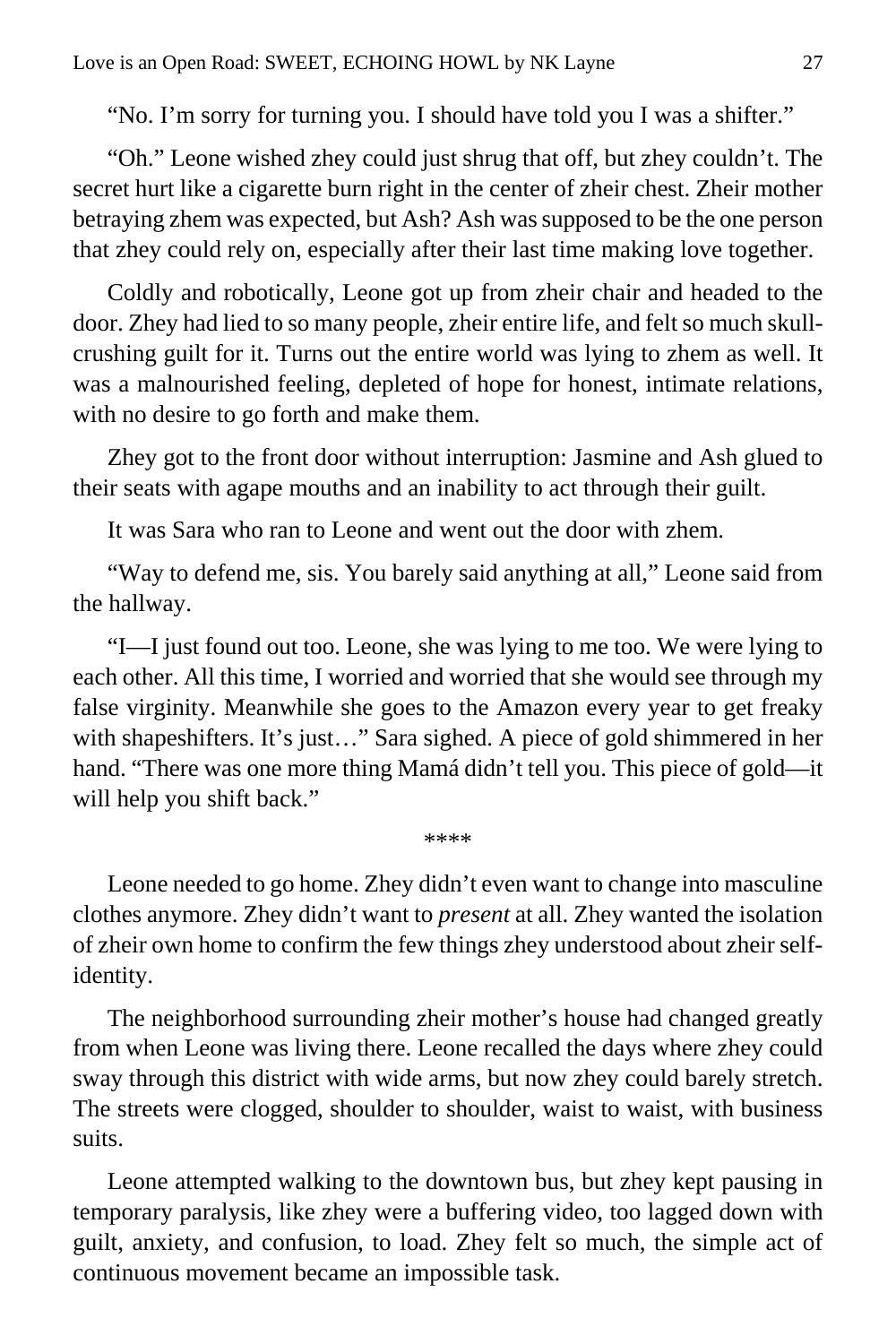"No. I'm sorry for turning you. I should have told you I was a shifter."

"Oh." Leone wished zhey could just shrug that off, but zhey couldn't. The secret hurt like a cigarette burn right in the center of zheir chest. Zheir mother betraying zhem was expected, but Ash? Ash was supposed to be the one person that zhey could rely on, especially after their last time making love together.

Coldly and robotically, Leone got up from zheir chair and headed to the door. Zhey had lied to so many people, zheir entire life, and felt so much skull-crushing guilt for it. Turns out the entire world was lying to zhem as well. It was a malnourished feeling, depleted of hope for honest, intimate relations, with no desire to go forth and make them.

Zhey got to the front door without interruption: Jasmine and Ash glued to their seats with agape mouths and an inability to act through their guilt.

It was Sara who ran to Leone and went out the door with zhem.

"Way to defend me, sis. You barely said anything at all," Leone said from the hallway.

"I—I just found out too. Leone, she was lying to me too. We were lying to each other. All this time, I worried and worried that she would see through my false virginity. Meanwhile she goes to the Amazon every year to get freaky with shapeshifters. It's just…" Sara sighed. A piece of gold shimmered in her hand. "There was one more thing Mamá didn't tell you. This piece of gold—it will help you shift back."

****

Leone needed to go home. Zhey didn't even want to change into masculine clothes anymore. Zhey didn't want to *present* at all. Zhey wanted the isolation of zheir own home to confirm the few things zhey understood about zheir self-identity.

The neighborhood surrounding zheir mother's house had changed greatly from when Leone was living there. Leone recalled the days where zhey could sway through this district with wide arms, but now zhey could barely stretch. The streets were clogged, shoulder to shoulder, waist to waist, with business suits.

Leone attempted walking to the downtown bus, but zhey kept pausing in temporary paralysis, like zhey were a buffering video, too lagged down with guilt, anxiety, and confusion, to load. Zhey felt so much, the simple act of continuous movement became an impossible task.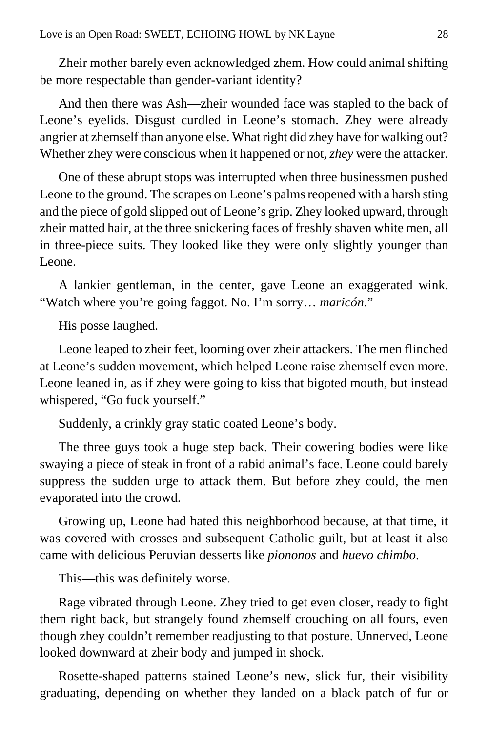Zheir mother barely even acknowledged zhem. How could animal shifting be more respectable than gender-variant identity?

And then there was Ash—zheir wounded face was stapled to the back of Leone's eyelids. Disgust curdled in Leone's stomach. Zhey were already angrier at zhemself than anyone else. What right did zhey have for walking out? Whether zhey were conscious when it happened or not, *zhey* were the attacker.

One of these abrupt stops was interrupted when three businessmen pushed Leone to the ground. The scrapes on Leone's palms reopened with a harsh sting and the piece of gold slipped out of Leone's grip. Zhey looked upward, through zheir matted hair, at the three snickering faces of freshly shaven white men, all in three-piece suits. They looked like they were only slightly younger than Leone.

A lankier gentleman, in the center, gave Leone an exaggerated wink. "Watch where you're going faggot. No. I'm sorry… *maricón*."

His posse laughed.

Leone leaped to zheir feet, looming over zheir attackers. The men flinched at Leone's sudden movement, which helped Leone raise zhemself even more. Leone leaned in, as if zhey were going to kiss that bigoted mouth, but instead whispered, "Go fuck yourself."

Suddenly, a crinkly gray static coated Leone's body.

The three guys took a huge step back. Their cowering bodies were like swaying a piece of steak in front of a rabid animal's face. Leone could barely suppress the sudden urge to attack them. But before zhey could, the men evaporated into the crowd.

Growing up, Leone had hated this neighborhood because, at that time, it was covered with crosses and subsequent Catholic guilt, but at least it also came with delicious Peruvian desserts like *piononos* and *huevo chimbo*.

This—this was definitely worse.

Rage vibrated through Leone. Zhey tried to get even closer, ready to fight them right back, but strangely found zhemself crouching on all fours, even though zhey couldn't remember readjusting to that posture. Unnerved, Leone looked downward at zheir body and jumped in shock.

Rosette-shaped patterns stained Leone's new, slick fur, their visibility graduating, depending on whether they landed on a black patch of fur or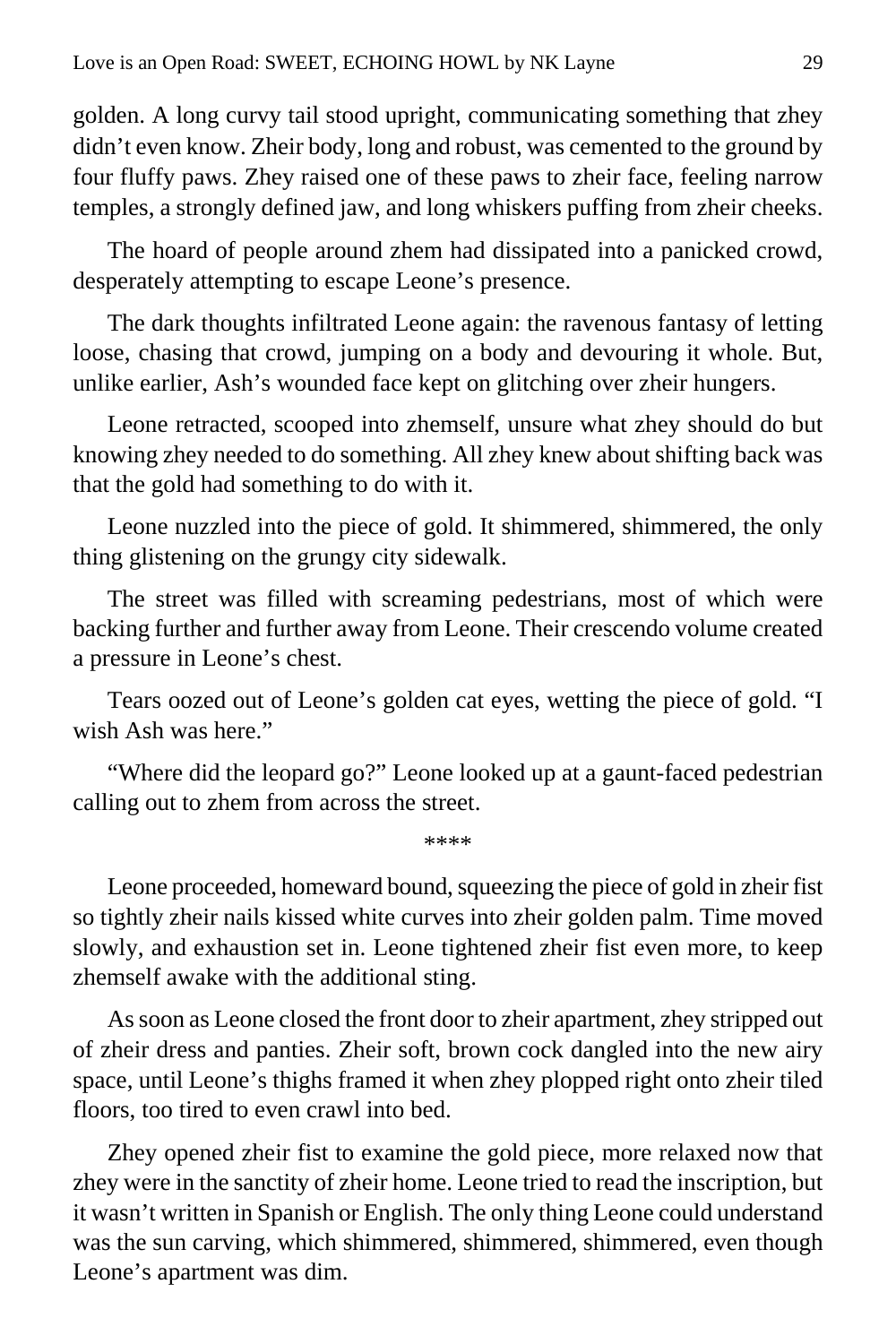golden. A long curvy tail stood upright, communicating something that zhey didn't even know. Zheir body, long and robust, was cemented to the ground by four fluffy paws. Zhey raised one of these paws to zheir face, feeling narrow temples, a strongly defined jaw, and long whiskers puffing from zheir cheeks.

The hoard of people around zhem had dissipated into a panicked crowd, desperately attempting to escape Leone's presence.

The dark thoughts infiltrated Leone again: the ravenous fantasy of letting loose, chasing that crowd, jumping on a body and devouring it whole. But, unlike earlier, Ash's wounded face kept on glitching over zheir hungers.

Leone retracted, scooped into zhemself, unsure what zhey should do but knowing zhey needed to do something. All zhey knew about shifting back was that the gold had something to do with it.

Leone nuzzled into the piece of gold. It shimmered, shimmered, the only thing glistening on the grungy city sidewalk.

The street was filled with screaming pedestrians, most of which were backing further and further away from Leone. Their crescendo volume created a pressure in Leone's chest.

Tears oozed out of Leone's golden cat eyes, wetting the piece of gold. "I wish Ash was here."

"Where did the leopard go?" Leone looked up at a gaunt-faced pedestrian calling out to zhem from across the street.

****

Leone proceeded, homeward bound, squeezing the piece of gold in zheir fist so tightly zheir nails kissed white curves into zheir golden palm. Time moved slowly, and exhaustion set in. Leone tightened zheir fist even more, to keep zhemself awake with the additional sting.

As soon as Leone closed the front door to zheir apartment, zhey stripped out of zheir dress and panties. Zheir soft, brown cock dangled into the new airy space, until Leone's thighs framed it when zhey plopped right onto zheir tiled floors, too tired to even crawl into bed.

Zhey opened zheir fist to examine the gold piece, more relaxed now that zhey were in the sanctity of zheir home. Leone tried to read the inscription, but it wasn't written in Spanish or English. The only thing Leone could understand was the sun carving, which shimmered, shimmered, shimmered, even though Leone's apartment was dim.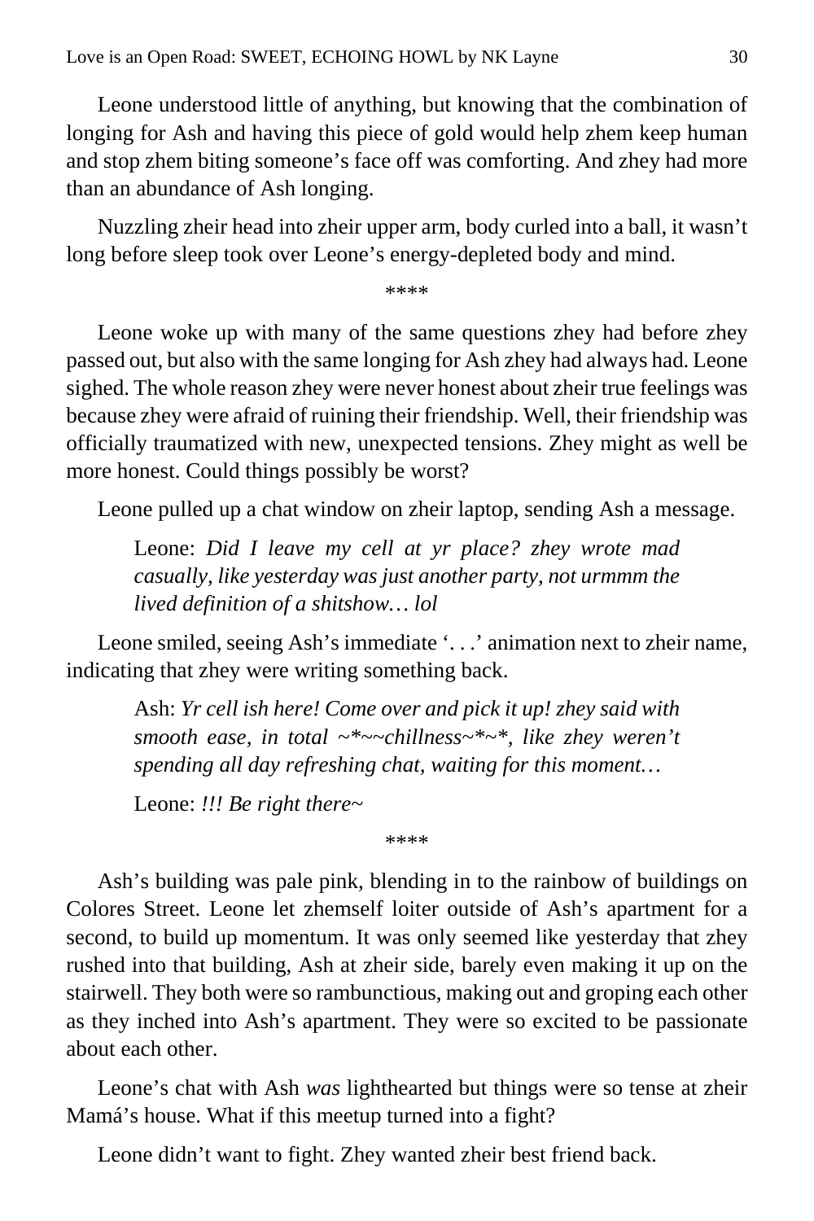Leone understood little of anything, but knowing that the combination of longing for Ash and having this piece of gold would help zhem keep human and stop zhem biting someone's face off was comforting. And zhey had more than an abundance of Ash longing.

Nuzzling zheir head into zheir upper arm, body curled into a ball, it wasn't long before sleep took over Leone's energy-depleted body and mind.

****

Leone woke up with many of the same questions zhey had before zhey passed out, but also with the same longing for Ash zhey had always had. Leone sighed. The whole reason zhey were never honest about zheir true feelings was because zhey were afraid of ruining their friendship. Well, their friendship was officially traumatized with new, unexpected tensions. Zhey might as well be more honest. Could things possibly be worst?

Leone pulled up a chat window on zheir laptop, sending Ash a message.

> Leone: *Did I leave my cell at yr place? zhey wrote mad casually, like yesterday was just another party, not urmmm the lived definition of a shitshow… lol*

Leone smiled, seeing Ash's immediate '. . .' animation next to zheir name, indicating that zhey were writing something back.

> Ash: *Yr cell ish here! Come over and pick it up! zhey said with smooth ease, in total ~*~~chillness~*~*, like zhey weren't spending all day refreshing chat, waiting for this moment…*
>
> Leone: *!!! Be right there~*

****

Ash's building was pale pink, blending in to the rainbow of buildings on Colores Street. Leone let zhemself loiter outside of Ash's apartment for a second, to build up momentum. It was only seemed like yesterday that zhey rushed into that building, Ash at zheir side, barely even making it up on the stairwell. They both were so rambunctious, making out and groping each other as they inched into Ash's apartment. They were so excited to be passionate about each other.

Leone's chat with Ash *was* lighthearted but things were so tense at zheir Mamá's house. What if this meetup turned into a fight?

Leone didn't want to fight. Zhey wanted zheir best friend back.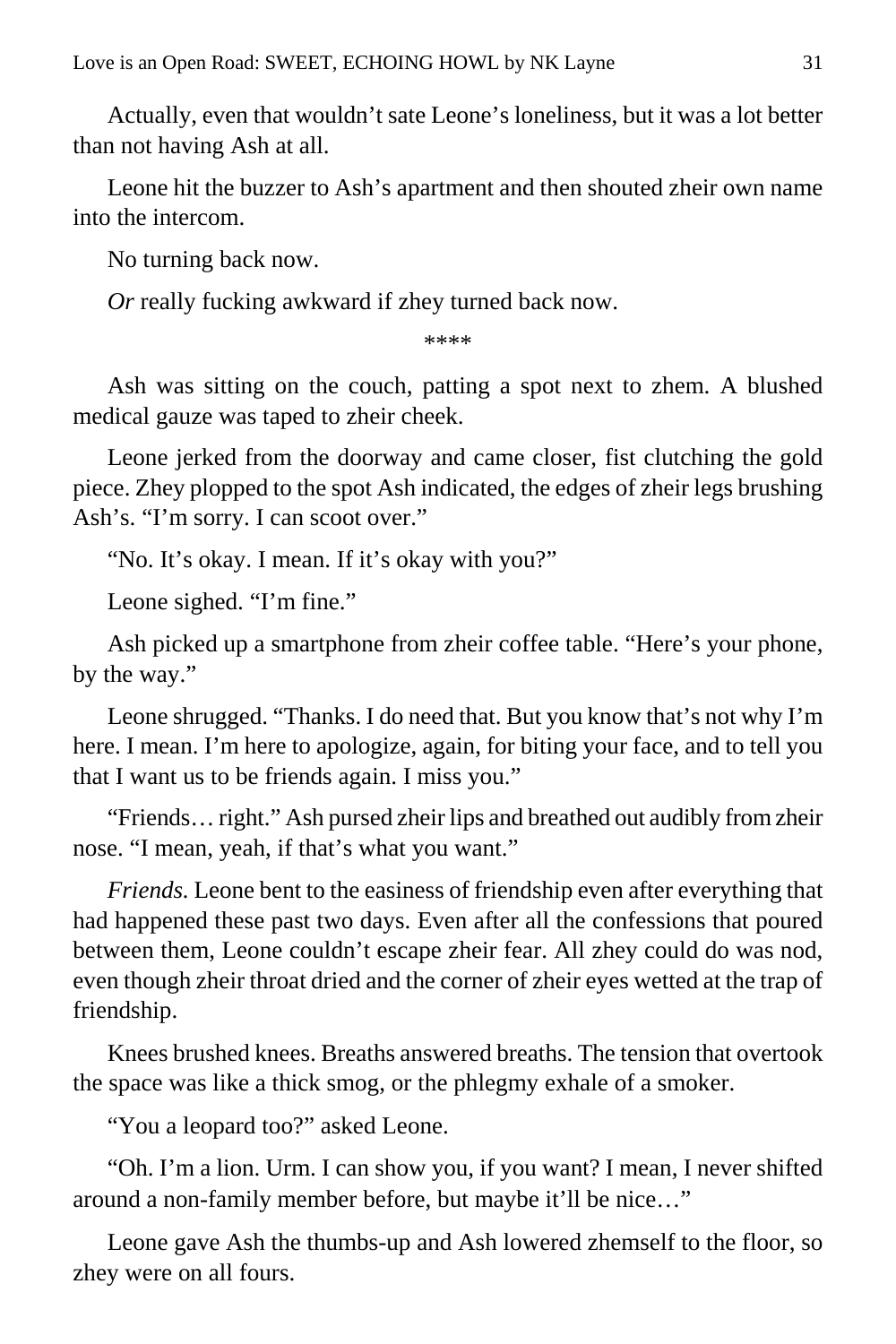Actually, even that wouldn't sate Leone's loneliness, but it was a lot better than not having Ash at all.

Leone hit the buzzer to Ash's apartment and then shouted zheir own name into the intercom.

No turning back now.

*Or* really fucking awkward if zhey turned back now.

****

Ash was sitting on the couch, patting a spot next to zhem. A blushed medical gauze was taped to zheir cheek.

Leone jerked from the doorway and came closer, fist clutching the gold piece. Zhey plopped to the spot Ash indicated, the edges of zheir legs brushing Ash's. "I'm sorry. I can scoot over."

"No. It's okay. I mean. If it's okay with you?"

Leone sighed. "I'm fine."

Ash picked up a smartphone from zheir coffee table. "Here's your phone, by the way."

Leone shrugged. "Thanks. I do need that. But you know that's not why I'm here. I mean. I'm here to apologize, again, for biting your face, and to tell you that I want us to be friends again. I miss you."

"Friends… right." Ash pursed zheir lips and breathed out audibly from zheir nose. "I mean, yeah, if that's what you want."

*Friends.* Leone bent to the easiness of friendship even after everything that had happened these past two days. Even after all the confessions that poured between them, Leone couldn't escape zheir fear. All zhey could do was nod, even though zheir throat dried and the corner of zheir eyes wetted at the trap of friendship.

Knees brushed knees. Breaths answered breaths. The tension that overtook the space was like a thick smog, or the phlegmy exhale of a smoker.

"You a leopard too?" asked Leone.

"Oh. I'm a lion. Urm. I can show you, if you want? I mean, I never shifted around a non-family member before, but maybe it'll be nice…"

Leone gave Ash the thumbs-up and Ash lowered zhemself to the floor, so zhey were on all fours.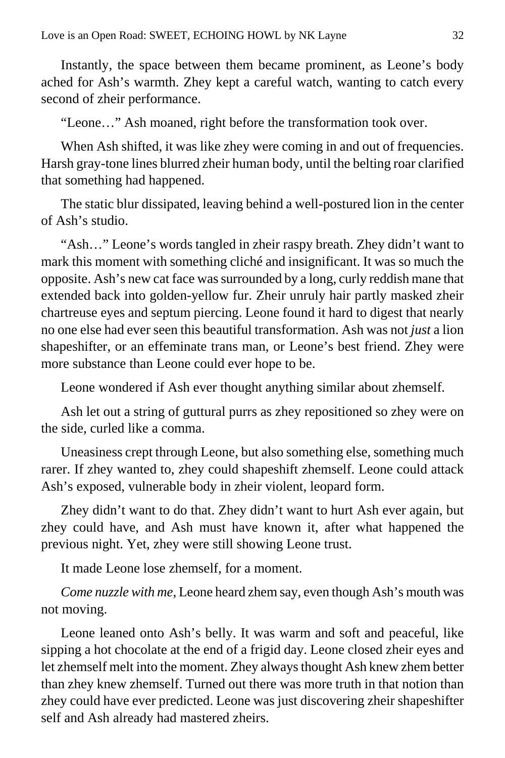Instantly, the space between them became prominent, as Leone's body ached for Ash's warmth. Zhey kept a careful watch, wanting to catch every second of zheir performance.

"Leone…" Ash moaned, right before the transformation took over.

When Ash shifted, it was like zhey were coming in and out of frequencies. Harsh gray-tone lines blurred zheir human body, until the belting roar clarified that something had happened.

The static blur dissipated, leaving behind a well-postured lion in the center of Ash's studio.

"Ash…" Leone's words tangled in zheir raspy breath. Zhey didn't want to mark this moment with something cliché and insignificant. It was so much the opposite. Ash's new cat face was surrounded by a long, curly reddish mane that extended back into golden-yellow fur. Zheir unruly hair partly masked zheir chartreuse eyes and septum piercing. Leone found it hard to digest that nearly no one else had ever seen this beautiful transformation. Ash was not *just* a lion shapeshifter, or an effeminate trans man, or Leone's best friend. Zhey were more substance than Leone could ever hope to be.

Leone wondered if Ash ever thought anything similar about zhemself.

Ash let out a string of guttural purrs as zhey repositioned so zhey were on the side, curled like a comma.

Uneasiness crept through Leone, but also something else, something much rarer. If zhey wanted to, zhey could shapeshift zhemself. Leone could attack Ash's exposed, vulnerable body in zheir violent, leopard form.

Zhey didn't want to do that. Zhey didn't want to hurt Ash ever again, but zhey could have, and Ash must have known it, after what happened the previous night. Yet, zhey were still showing Leone trust.

It made Leone lose zhemself, for a moment.

*Come nuzzle with me,* Leone heard zhem say, even though Ash's mouth was not moving.

Leone leaned onto Ash's belly. It was warm and soft and peaceful, like sipping a hot chocolate at the end of a frigid day. Leone closed zheir eyes and let zhemself melt into the moment. Zhey always thought Ash knew zhem better than zhey knew zhemself. Turned out there was more truth in that notion than zhey could have ever predicted. Leone was just discovering zheir shapeshifter self and Ash already had mastered zheirs.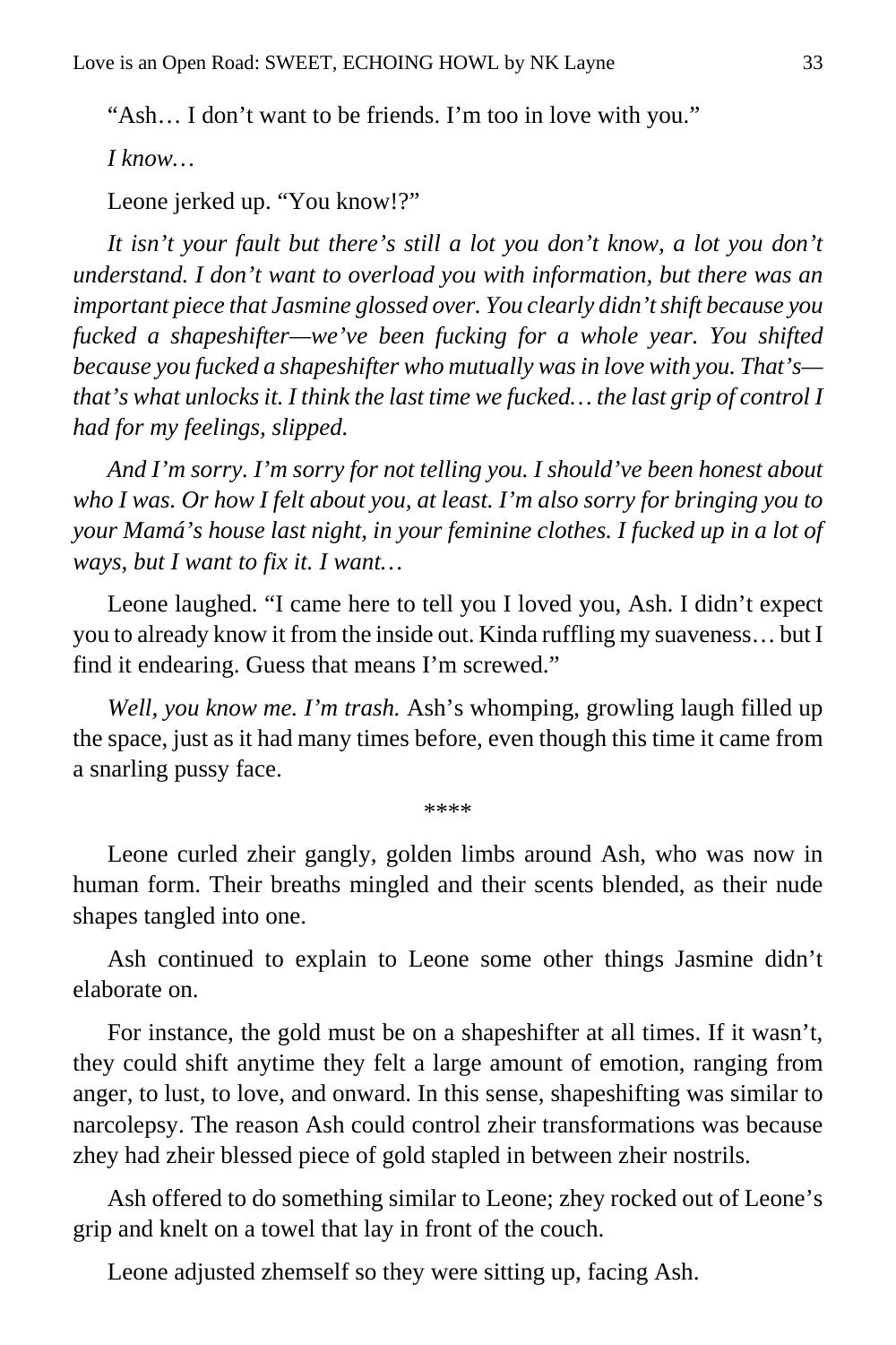"Ash… I don't want to be friends. I'm too in love with you."

*I know…*

Leone jerked up. "You know!?"

*It isn't your fault but there's still a lot you don't know, a lot you don't understand. I don't want to overload you with information, but there was an important piece that Jasmine glossed over. You clearly didn't shift because you fucked a shapeshifter—we've been fucking for a whole year. You shifted because you fucked a shapeshifter who mutually was in love with you. That's—that's what unlocks it. I think the last time we fucked… the last grip of control I had for my feelings, slipped.*

*And I'm sorry. I'm sorry for not telling you. I should've been honest about who I was. Or how I felt about you, at least. I'm also sorry for bringing you to your Mamá's house last night, in your feminine clothes. I fucked up in a lot of ways, but I want to fix it. I want…*

Leone laughed. "I came here to tell you I loved you, Ash. I didn't expect you to already know it from the inside out. Kinda ruffling my suaveness… but I find it endearing. Guess that means I'm screwed."

*Well, you know me. I'm trash.* Ash's whomping, growling laugh filled up the space, just as it had many times before, even though this time it came from a snarling pussy face.

\*\*\*\*

Leone curled zheir gangly, golden limbs around Ash, who was now in human form. Their breaths mingled and their scents blended, as their nude shapes tangled into one.

Ash continued to explain to Leone some other things Jasmine didn't elaborate on.

For instance, the gold must be on a shapeshifter at all times. If it wasn't, they could shift anytime they felt a large amount of emotion, ranging from anger, to lust, to love, and onward. In this sense, shapeshifting was similar to narcolepsy. The reason Ash could control zheir transformations was because zhey had zheir blessed piece of gold stapled in between zheir nostrils.

Ash offered to do something similar to Leone; zhey rocked out of Leone's grip and knelt on a towel that lay in front of the couch.

Leone adjusted zhemself so they were sitting up, facing Ash.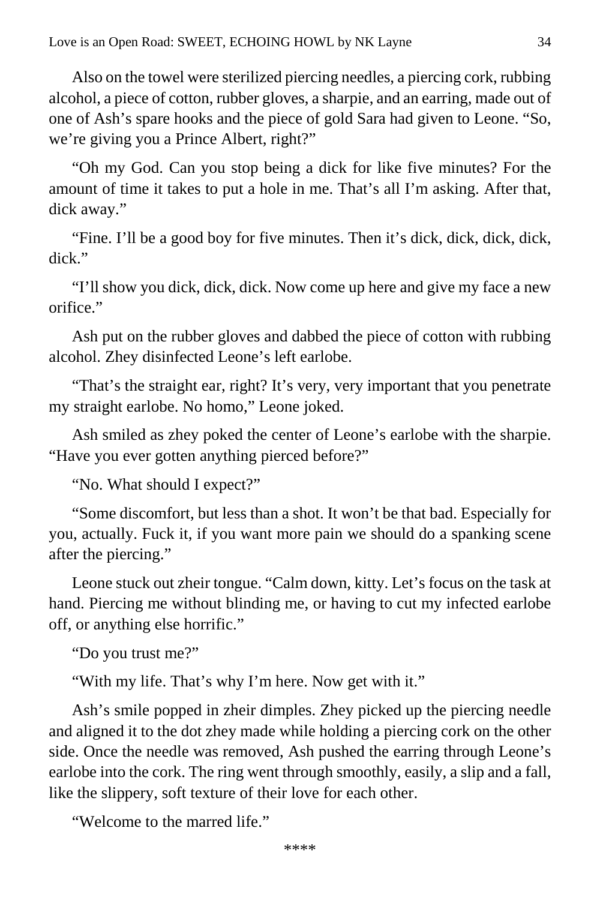Also on the towel were sterilized piercing needles, a piercing cork, rubbing alcohol, a piece of cotton, rubber gloves, a sharpie, and an earring, made out of one of Ash's spare hooks and the piece of gold Sara had given to Leone. "So, we're giving you a Prince Albert, right?"

"Oh my God. Can you stop being a dick for like five minutes? For the amount of time it takes to put a hole in me. That's all I'm asking. After that, dick away."

"Fine. I'll be a good boy for five minutes. Then it's dick, dick, dick, dick, dick."

"I'll show you dick, dick, dick. Now come up here and give my face a new orifice."

Ash put on the rubber gloves and dabbed the piece of cotton with rubbing alcohol. Zhey disinfected Leone's left earlobe.

"That's the straight ear, right? It's very, very important that you penetrate my straight earlobe. No homo," Leone joked.

Ash smiled as zhey poked the center of Leone's earlobe with the sharpie. "Have you ever gotten anything pierced before?"

"No. What should I expect?"

"Some discomfort, but less than a shot. It won't be that bad. Especially for you, actually. Fuck it, if you want more pain we should do a spanking scene after the piercing."

Leone stuck out zheir tongue. "Calm down, kitty. Let's focus on the task at hand. Piercing me without blinding me, or having to cut my infected earlobe off, or anything else horrific."

"Do you trust me?"

"With my life. That's why I'm here. Now get with it."

Ash's smile popped in zheir dimples. Zhey picked up the piercing needle and aligned it to the dot zhey made while holding a piercing cork on the other side. Once the needle was removed, Ash pushed the earring through Leone's earlobe into the cork. The ring went through smoothly, easily, a slip and a fall, like the slippery, soft texture of their love for each other.

"Welcome to the marred life."

****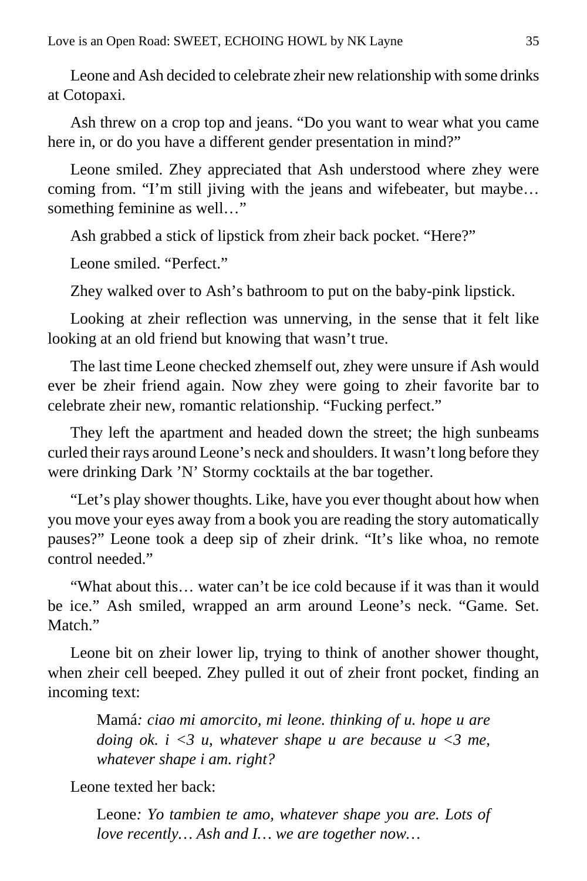Leone and Ash decided to celebrate zheir new relationship with some drinks at Cotopaxi.

Ash threw on a crop top and jeans. "Do you want to wear what you came here in, or do you have a different gender presentation in mind?"

Leone smiled. Zhey appreciated that Ash understood where zhey were coming from. "I'm still jiving with the jeans and wifebeater, but maybe… something feminine as well…"

Ash grabbed a stick of lipstick from zheir back pocket. "Here?"

Leone smiled. "Perfect."

Zhey walked over to Ash's bathroom to put on the baby-pink lipstick.

Looking at zheir reflection was unnerving, in the sense that it felt like looking at an old friend but knowing that wasn't true.

The last time Leone checked zhemself out, zhey were unsure if Ash would ever be zheir friend again. Now zhey were going to zheir favorite bar to celebrate zheir new, romantic relationship. "Fucking perfect."

They left the apartment and headed down the street; the high sunbeams curled their rays around Leone's neck and shoulders. It wasn't long before they were drinking Dark 'N' Stormy cocktails at the bar together.

"Let's play shower thoughts. Like, have you ever thought about how when you move your eyes away from a book you are reading the story automatically pauses?" Leone took a deep sip of zheir drink. "It's like whoa, no remote control needed."

"What about this… water can't be ice cold because if it was than it would be ice." Ash smiled, wrapped an arm around Leone's neck. "Game. Set. Match."

Leone bit on zheir lower lip, trying to think of another shower thought, when zheir cell beeped. Zhey pulled it out of zheir front pocket, finding an incoming text:

> Mamá*: ciao mi amorcito, mi leone. thinking of u. hope u are doing ok. i <3 u, whatever shape u are because u <3 me, whatever shape i am. right?*

Leone texted her back:

> Leone*: Yo tambien te amo, whatever shape you are. Lots of love recently… Ash and I… we are together now…*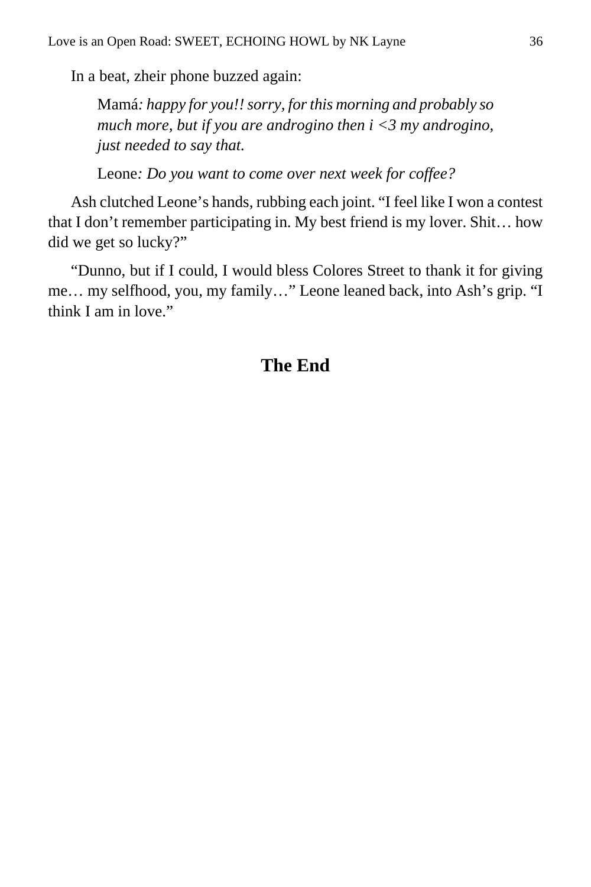In a beat, zheir phone buzzed again:

> Mamá*: happy for you!! sorry, for this morning and probably so much more, but if you are androgino then i <3 my androgino, just needed to say that.*
>
> Leone*: Do you want to come over next week for coffee?*

Ash clutched Leone's hands, rubbing each joint. "I feel like I won a contest that I don't remember participating in. My best friend is my lover. Shit… how did we get so lucky?"

"Dunno, but if I could, I would bless Colores Street to thank it for giving me… my selfhood, you, my family…" Leone leaned back, into Ash's grip. "I think I am in love."

## The End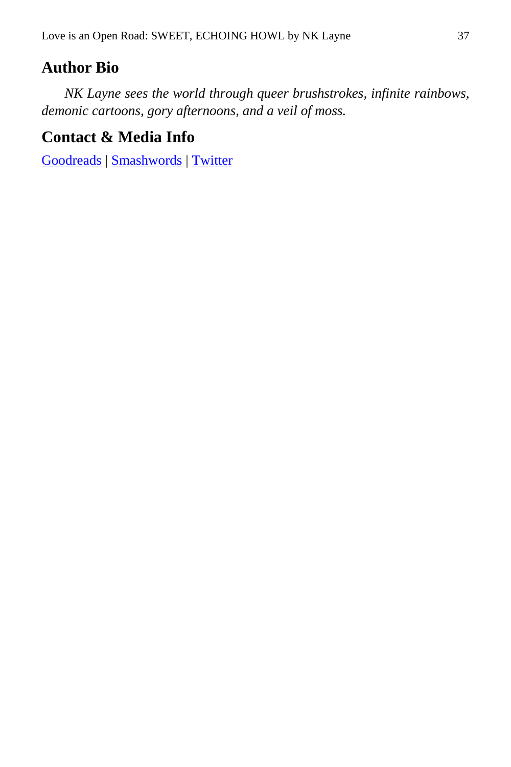## Author Bio

*NK Layne sees the world through queer brushstrokes, infinite rainbows, demonic cartoons, gory afternoons, and a veil of moss.*

## Contact & Media Info

Goodreads | Smashwords | Twitter